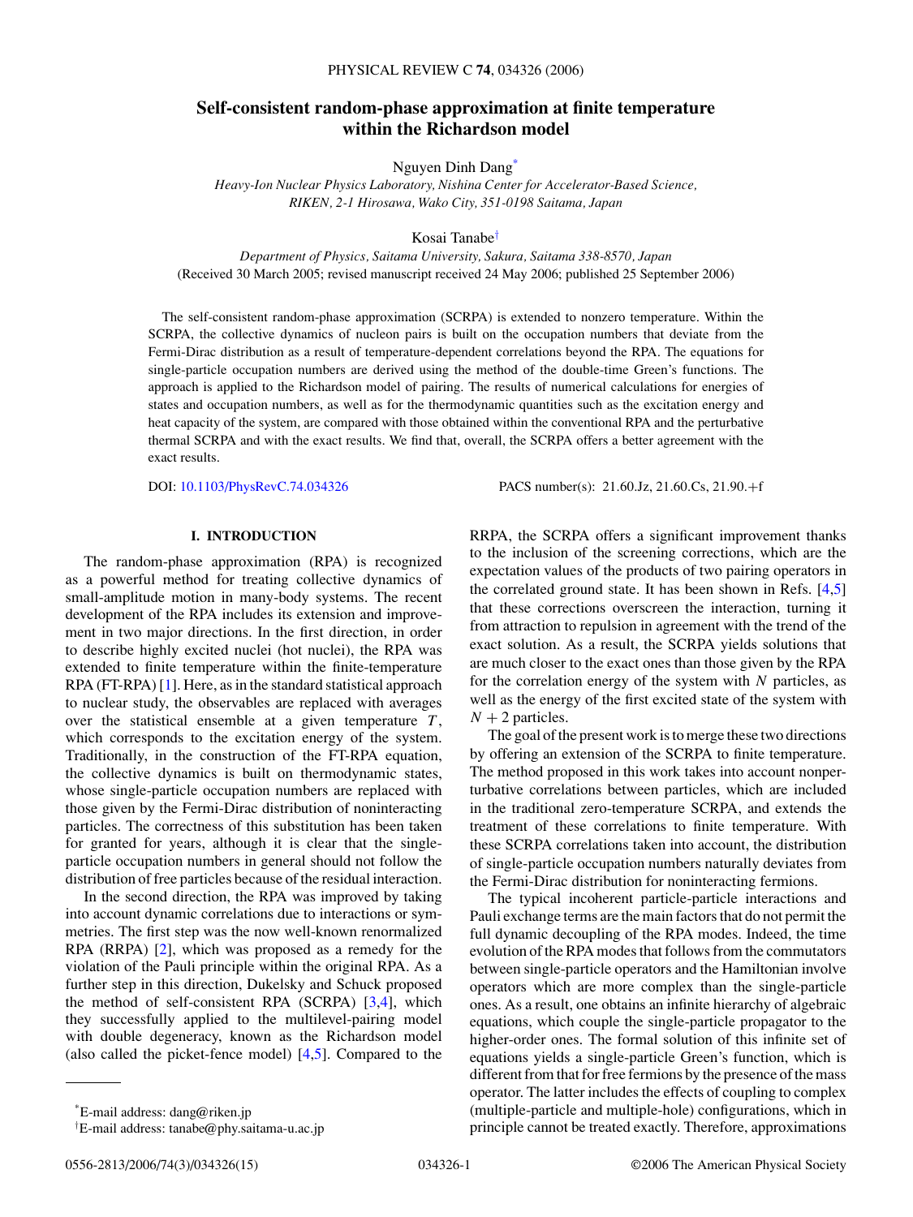# Self-consistent random-phase approximation at finite temperature within the Richardson model

Nguyen Dinh Dang*

*Heavy-Ion Nuclear Physics Laboratory, Nishina Center for Accelerator-Based Science, RIKEN, 2-1 Hirosawa, Wako City, 351-0198 Saitama, Japan*

Kosai Tanabe†

*Department of Physics, Saitama University, Sakura, Saitama 338-8570, Japan*

(Received 30 March 2005; revised manuscript received 24 May 2006; published 25 September 2006)

The self-consistent random-phase approximation (SCRPA) is extended to nonzero temperature. Within the SCRPA, the collective dynamics of nucleon pairs is built on the occupation numbers that deviate from the Fermi-Dirac distribution as a result of temperature-dependent correlations beyond the RPA. The equations for single-particle occupation numbers are derived using the method of the double-time Green's functions. The approach is applied to the Richardson model of pairing. The results of numerical calculations for energies of states and occupation numbers, as well as for the thermodynamic quantities such as the excitation energy and heat capacity of the system, are compared with those obtained within the conventional RPA and the perturbative thermal SCRPA and with the exact results. We find that, overall, the SCRPA offers a better agreement with the exact results.

DOI: 10.1103/PhysRevC.74.034326 PACS number(s): 21.60.Jz, 21.60.Cs, 21.90.+f

## I. INTRODUCTION

The random-phase approximation (RPA) is recognized as a powerful method for treating collective dynamics of small-amplitude motion in many-body systems. The recent development of the RPA includes its extension and improvement in two major directions. In the first direction, in order to describe highly excited nuclei (hot nuclei), the RPA was extended to finite temperature within the finite-temperature RPA (FT-RPA) [1]. Here, as in the standard statistical approach to nuclear study, the observables are replaced with averages over the statistical ensemble at a given temperature $T$, which corresponds to the excitation energy of the system. Traditionally, in the construction of the FT-RPA equation, the collective dynamics is built on thermodynamic states, whose single-particle occupation numbers are replaced with those given by the Fermi-Dirac distribution of noninteracting particles. The correctness of this substitution has been taken for granted for years, although it is clear that the single-particle occupation numbers in general should not follow the distribution of free particles because of the residual interaction.

In the second direction, the RPA was improved by taking into account dynamic correlations due to interactions or symmetries. The first step was the now well-known renormalized RPA (RRPA) [2], which was proposed as a remedy for the violation of the Pauli principle within the original RPA. As a further step in this direction, Dukelsky and Schuck proposed the method of self-consistent RPA (SCRPA) [3,4], which they successfully applied to the multilevel-pairing model with double degeneracy, known as the Richardson model (also called the picket-fence model) [4,5]. Compared to the RRPA, the SCRPA offers a significant improvement thanks to the inclusion of the screening corrections, which are the expectation values of the products of two pairing operators in the correlated ground state. It has been shown in Refs. [4,5] that these corrections overscreen the interaction, turning it from attraction to repulsion in agreement with the trend of the exact solution. As a result, the SCRPA yields solutions that are much closer to the exact ones than those given by the RPA for the correlation energy of the system with $N$ particles, as well as the energy of the first excited state of the system with $N+2$ particles.

The goal of the present work is to merge these two directions by offering an extension of the SCRPA to finite temperature. The method proposed in this work takes into account nonperturbative correlations between particles, which are included in the traditional zero-temperature SCRPA, and extends the treatment of these correlations to finite temperature. With these SCRPA correlations taken into account, the distribution of single-particle occupation numbers naturally deviates from the Fermi-Dirac distribution for noninteracting fermions.

The typical incoherent particle-particle interactions and Pauli exchange terms are the main factors that do not permit the full dynamic decoupling of the RPA modes. Indeed, the time evolution of the RPA modes that follows from the commutators between single-particle operators and the Hamiltonian involve operators which are more complex than the single-particle ones. As a result, one obtains an infinite hierarchy of algebraic equations, which couple the single-particle propagator to the higher-order ones. The formal solution of this infinite set of equations yields a single-particle Green's function, which is different from that for free fermions by the presence of the mass operator. The latter includes the effects of coupling to complex (multiple-particle and multiple-hole) configurations, which in principle cannot be treated exactly. Therefore, approximations

*E-mail address: dang@riken.jp

†E-mail address: tanabe@phy.saitama-u.ac.jp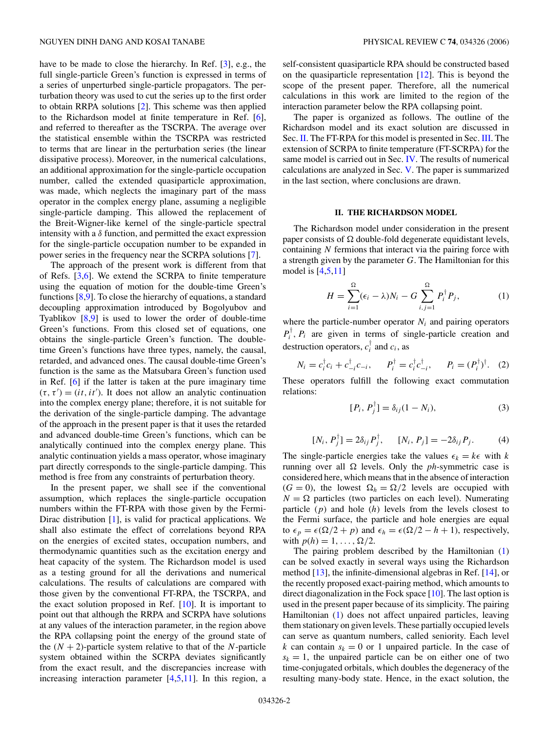have to be made to close the hierarchy. In Ref. [3], e.g., the full single-particle Green's function is expressed in terms of a series of unperturbed single-particle propagators. The perturbation theory was used to cut the series up to the first order to obtain RRPA solutions [2]. This scheme was then applied to the Richardson model at finite temperature in Ref. [6], and referred to thereafter as the TSCRPA. The average over the statistical ensemble within the TSCRPA was restricted to terms that are linear in the perturbation series (the linear dissipative process). Moreover, in the numerical calculations, an additional approximation for the single-particle occupation number, called the extended quasiparticle approximation, was made, which neglects the imaginary part of the mass operator in the complex energy plane, assuming a negligible single-particle damping. This allowed the replacement of the Breit-Wigner-like kernel of the single-particle spectral intensity with a $\delta$ function, and permitted the exact expression for the single-particle occupation number to be expanded in power series in the frequency near the SCRPA solutions [7].

The approach of the present work is different from that of Refs. [3,6]. We extend the SCRPA to finite temperature using the equation of motion for the double-time Green's functions [8,9]. To close the hierarchy of equations, a standard decoupling approximation introduced by Bogolyubov and Tyablikov [8,9] is used to lower the order of double-time Green's functions. From this closed set of equations, one obtains the single-particle Green's function. The double-time Green's functions have three types, namely, the causal, retarded, and advanced ones. The causal double-time Green's function is the same as the Matsubara Green's function used in Ref. [6] if the latter is taken at the pure imaginary time $(\tau, \tau') = (it, it')$. It does not allow an analytic continuation into the complex energy plane; therefore, it is not suitable for the derivation of the single-particle damping. The advantage of the approach in the present paper is that it uses the retarded and advanced double-time Green's functions, which can be analytically continued into the complex energy plane. This analytic continuation yields a mass operator, whose imaginary part directly corresponds to the single-particle damping. This method is free from any constraints of perturbation theory.

In the present paper, we shall see if the conventional assumption, which replaces the single-particle occupation numbers within the FT-RPA with those given by the Fermi-Dirac distribution [1], is valid for practical applications. We shall also estimate the effect of correlations beyond RPA on the energies of excited states, occupation numbers, and thermodynamic quantities such as the excitation energy and heat capacity of the system. The Richardson model is used as a testing ground for all the derivations and numerical calculations. The results of calculations are compared with those given by the conventional FT-RPA, the TSCRPA, and the exact solution proposed in Ref. [10]. It is important to point out that although the RRPA and SCRPA have solutions at any values of the interaction parameter, in the region above the RPA collapsing point the energy of the ground state of the $(N + 2)$-particle system relative to that of the $N$-particle system obtained within the SCRPA deviates significantly from the exact result, and the discrepancies increase with increasing interaction parameter [4,5,11]. In this region, a self-consistent quasiparticle RPA should be constructed based on the quasiparticle representation [12]. This is beyond the scope of the present paper. Therefore, all the numerical calculations in this work are limited to the region of the interaction parameter below the RPA collapsing point.

The paper is organized as follows. The outline of the Richardson model and its exact solution are discussed in Sec. II. The FT-RPA for this model is presented in Sec. III. The extension of SCRPA to finite temperature (FT-SCRPA) for the same model is carried out in Sec. IV. The results of numerical calculations are analyzed in Sec. V. The paper is summarized in the last section, where conclusions are drawn.

## II. THE RICHARDSON MODEL

The Richardson model under consideration in the present paper consists of $\Omega$ double-fold degenerate equidistant levels, containing $N$ fermions that interact via the pairing force with a strength given by the parameter $G$. The Hamiltonian for this model is [4,5,11]

$$H = \sum_{i=1}^{\Omega}(\epsilon_i - \lambda)N_i - G\sum_{i,j=1}^{\Omega} P_i^\dagger P_j, \tag{1}$$

where the particle-number operator $N_i$ and pairing operators $P_i^\dagger$, $P_i$ are given in terms of single-particle creation and destruction operators, $c_i^\dagger$ and $c_i$, as

$$N_i = c_i^\dagger c_i + c_{-i}^\dagger c_{-i}, \qquad P_i^\dagger = c_i^\dagger c_{-i}^\dagger, \qquad P_i = (P_i^\dagger)^\dagger. \tag{2}$$

These operators fulfill the following exact commutation relations:

$$[P_i, P_j^\dagger] = \delta_{ij}(1 - N_i), \tag{3}$$

$$[N_i, P_j^\dagger] = 2\delta_{ij}P_j^\dagger, \qquad [N_i, P_j] = -2\delta_{ij}P_j. \tag{4}$$

The single-particle energies take the values $\epsilon_k = k\epsilon$ with $k$ running over all $\Omega$ levels. Only the *ph*-symmetric case is considered here, which means that in the absence of interaction $(G = 0)$, the lowest $\Omega_h = \Omega/2$ levels are occupied with $N = \Omega$ particles (two particles on each level). Numerating particle $(p)$ and hole $(h)$ levels from the levels closest to the Fermi surface, the particle and hole energies are equal to $\epsilon_p = \epsilon(\Omega/2 + p)$ and $\epsilon_h = \epsilon(\Omega/2 - h + 1)$, respectively, with $p(h) = 1, \ldots, \Omega/2$.

The pairing problem described by the Hamiltonian (1) can be solved exactly in several ways using the Richardson method [13], the infinite-dimensional algebras in Ref. [14], or the recently proposed exact-pairing method, which amounts to direct diagonalization in the Fock space [10]. The last option is used in the present paper because of its simplicity. The pairing Hamiltonian (1) does not affect unpaired particles, leaving them stationary on given levels. These partially occupied levels can serve as quantum numbers, called seniority. Each level $k$ can contain $s_k = 0$ or 1 unpaired particle. In the case of $s_k = 1$, the unpaired particle can be on either one of two time-conjugated orbitals, which doubles the degeneracy of the resulting many-body state. Hence, in the exact solution, the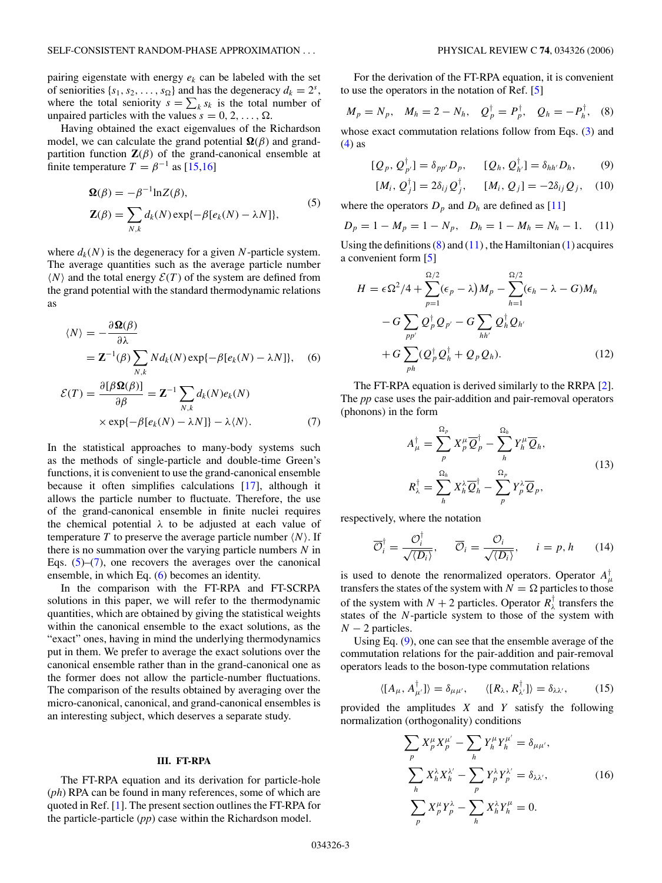pairing eigenstate with energy $e_k$ can be labeled with the set of seniorities $\{s_1, s_2, \ldots, s_\Omega\}$ and has the degeneracy $d_k = 2^s$, where the total seniority $s = \sum_k s_k$ is the total number of unpaired particles with the values $s = 0, 2, \ldots, \Omega$.

Having obtained the exact eigenvalues of the Richardson model, we can calculate the grand potential $\mathbf{\Omega}(\beta)$ and grand-partition function $\mathbf{Z}(\beta)$ of the grand-canonical ensemble at finite temperature $T = \beta^{-1}$ as [15,16]

$$
\begin{aligned}
\mathbf{\Omega}(\beta) &= -\beta^{-1}\ln Z(\beta), \\
\mathbf{Z}(\beta) &= \sum_{N,k} d_k(N)\exp\{-\beta[e_k(N) - \lambda N]\},
\end{aligned}
\tag{5}
$$

where $d_k(N)$ is the degeneracy for a given $N$-particle system. The average quantities such as the average particle number $\langle N\rangle$ and the total energy $\mathcal{E}(T)$ of the system are defined from the grand potential with the standard thermodynamic relations as

$$
\begin{aligned}
\langle N\rangle &= -\frac{\partial \mathbf{\Omega}(\beta)}{\partial \lambda} \\
&= \mathbf{Z}^{-1}(\beta)\sum_{N,k} N d_k(N)\exp\{-\beta[e_k(N)-\lambda N]\},
\end{aligned}
\tag{6}
$$

$$
\begin{aligned}
\mathcal{E}(T) = \frac{\partial[\beta\mathbf{\Omega}(\beta)]}{\partial\beta} &= \mathbf{Z}^{-1}\sum_{N,k} d_k(N)e_k(N) \\
&\quad\times\exp\{-\beta[e_k(N)-\lambda N]\} - \lambda\langle N\rangle.
\end{aligned}
\tag{7}
$$

In the statistical approaches to many-body systems such as the methods of single-particle and double-time Green's functions, it is convenient to use the grand-canonical ensemble because it often simplifies calculations [17], although it allows the particle number to fluctuate. Therefore, the use of the grand-canonical ensemble in finite nuclei requires the chemical potential $\lambda$ to be adjusted at each value of temperature $T$ to preserve the average particle number $\langle N\rangle$. If there is no summation over the varying particle numbers $N$ in Eqs. (5)–(7), one recovers the averages over the canonical ensemble, in which Eq. (6) becomes an identity.

In the comparison with the FT-RPA and FT-SCRPA solutions in this paper, we will refer to the thermodynamic quantities, which are obtained by giving the statistical weights within the canonical ensemble to the exact solutions, as the "exact" ones, having in mind the underlying thermodynamics put in them. We prefer to average the exact solutions over the canonical ensemble rather than in the grand-canonical one as the former does not allow the particle-number fluctuations. The comparison of the results obtained by averaging over the micro-canonical, canonical, and grand-canonical ensembles is an interesting subject, which deserves a separate study.

## III. FT-RPA

The FT-RPA equation and its derivation for particle-hole ($ph$) RPA can be found in many references, some of which are quoted in Ref. [1]. The present section outlines the FT-RPA for the particle-particle ($pp$) case within the Richardson model.

For the derivation of the FT-RPA equation, it is convenient to use the operators in the notation of Ref. [5]

$$
M_p = N_p, \quad M_h = 2 - N_h, \quad \mathcal{Q}_p^\dagger = P_p^\dagger, \quad \mathcal{Q}_h = -P_h^\dagger, \tag{8}
$$

whose exact commutation relations follow from Eqs. (3) and (4) as

$$
[\mathcal{Q}_p, \mathcal{Q}_{p'}^\dagger] = \delta_{pp'}D_p, \qquad [\mathcal{Q}_h, \mathcal{Q}_{h'}^\dagger] = \delta_{hh'}D_h, \tag{9}
$$

$$
[M_i, \mathcal{Q}_j^\dagger] = 2\delta_{ij}\mathcal{Q}_j^\dagger, \qquad [M_i, \mathcal{Q}_j] = -2\delta_{ij}\mathcal{Q}_j, \tag{10}
$$

where the operators $D_p$ and $D_h$ are defined as [11]

$$
D_p = 1 - M_p = 1 - N_p, \quad D_h = 1 - M_h = N_h - 1. \tag{11}
$$

Using the definitions (8) and (11), the Hamiltonian (1) acquires a convenient form [5]

$$
\begin{aligned}
H = \epsilon\Omega^2/4 &+ \sum_{p=1}^{\Omega/2}(\epsilon_p - \lambda)M_p - \sum_{h=1}^{\Omega/2}(\epsilon_h - \lambda - G)M_h \\
&- G\sum_{pp'}\mathcal{Q}_p^\dagger\mathcal{Q}_{p'} - G\sum_{hh'}\mathcal{Q}_h^\dagger\mathcal{Q}_{h'} \\
&+ G\sum_{ph}(\mathcal{Q}_p^\dagger\mathcal{Q}_h^\dagger + \mathcal{Q}_p\mathcal{Q}_h).
\end{aligned}
\tag{12}
$$

The FT-RPA equation is derived similarly to the RRPA [2]. The $pp$ case uses the pair-addition and pair-removal operators (phonons) in the form

$$
\begin{aligned}
A_\mu^\dagger &= \sum_p^{\Omega_p} X_p^\mu \overline{\mathcal{Q}}_p^\dagger - \sum_h^{\Omega_h} Y_h^\mu \overline{\mathcal{Q}}_h, \\
R_\lambda^\dagger &= \sum_h^{\Omega_h} X_h^\lambda \overline{\mathcal{Q}}_h^\dagger - \sum_p^{\Omega_p} Y_p^\lambda \overline{\mathcal{Q}}_p,
\end{aligned}
\tag{13}
$$

respectively, where the notation

$$
\overline{\mathcal{O}}_i^\dagger = \frac{\mathcal{O}_i^\dagger}{\sqrt{\langle D_i\rangle}}, \qquad \overline{\mathcal{O}}_i = \frac{\mathcal{O}_i}{\sqrt{\langle D_i\rangle}}, \qquad i = p, h \tag{14}
$$

is used to denote the renormalized operators. Operator $A_\mu^\dagger$ transfers the states of the system with $N = \Omega$ particles to those of the system with $N + 2$ particles. Operator $R_\lambda^\dagger$ transfers the states of the $N$-particle system to those of the system with $N - 2$ particles.

Using Eq. (9), one can see that the ensemble average of the commutation relations for the pair-addition and pair-removal operators leads to the boson-type commutation relations

$$
\langle[A_\mu, A_{\mu'}^\dagger]\rangle = \delta_{\mu\mu'}, \qquad \langle[R_\lambda, R_{\lambda'}^\dagger]\rangle = \delta_{\lambda\lambda'}, \tag{15}
$$

provided the amplitudes $X$ and $Y$ satisfy the following normalization (orthogonality) conditions

$$
\begin{aligned}
\sum_p X_p^\mu X_p^{\mu'} - \sum_h Y_h^\mu Y_h^{\mu'} &= \delta_{\mu\mu'}, \\
\sum_h X_h^\lambda X_h^{\lambda'} - \sum_p Y_p^\lambda Y_p^{\lambda'} &= \delta_{\lambda\lambda'}, \\
\sum_p X_p^\mu Y_p^\lambda - \sum_h X_h^\lambda Y_h^\mu &= 0.
\end{aligned}
\tag{16}
$$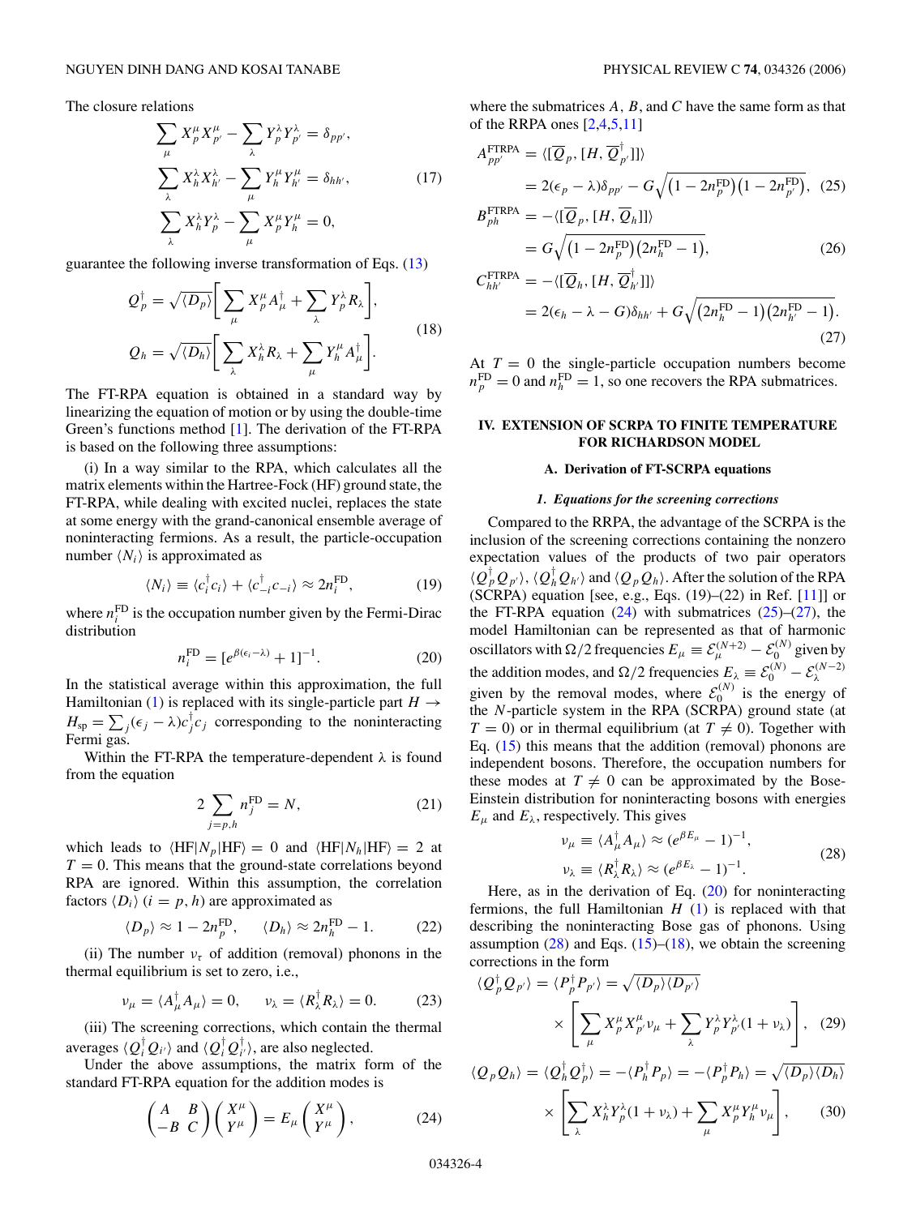The closure relations

$$\sum_{\mu} X_p^{\mu} X_{p'}^{\mu} - \sum_{\lambda} Y_p^{\lambda} Y_{p'}^{\lambda} = \delta_{pp'},$$
$$\sum_{\lambda} X_h^{\lambda} X_{h'}^{\lambda} - \sum_{\mu} Y_h^{\mu} Y_{h'}^{\mu} = \delta_{hh'}, \quad (17)$$
$$\sum_{\lambda} X_h^{\lambda} Y_p^{\lambda} - \sum_{\mu} X_p^{\mu} Y_h^{\mu} = 0,$$

guarantee the following inverse transformation of Eqs. (13)

$$Q_p^{\dagger} = \sqrt{\langle D_p \rangle}\left[\sum_{\mu} X_p^{\mu} A_{\mu}^{\dagger} + \sum_{\lambda} Y_p^{\lambda} R_{\lambda}\right],$$
$$Q_h = \sqrt{\langle D_h \rangle}\left[\sum_{\lambda} X_h^{\lambda} R_{\lambda} + \sum_{\mu} Y_h^{\mu} A_{\mu}^{\dagger}\right]. \quad (18)$$

The FT-RPA equation is obtained in a standard way by linearizing the equation of motion or by using the double-time Green's functions method [1]. The derivation of the FT-RPA is based on the following three assumptions:

(i) In a way similar to the RPA, which calculates all the matrix elements within the Hartree-Fock (HF) ground state, the FT-RPA, while dealing with excited nuclei, replaces the state at some energy with the grand-canonical ensemble average of noninteracting fermions. As a result, the particle-occupation number $\langle N_i \rangle$ is approximated as

$$\langle N_i \rangle \equiv \langle c_i^{\dagger} c_i \rangle + \langle c_{-i}^{\dagger} c_{-i} \rangle \approx 2 n_i^{\rm FD}, \quad (19)$$

where $n_i^{\rm FD}$ is the occupation number given by the Fermi-Dirac distribution

$$n_i^{\rm FD} = [e^{\beta(\epsilon_i - \lambda)} + 1]^{-1}. \quad (20)$$

In the statistical average within this approximation, the full Hamiltonian (1) is replaced with its single-particle part $H \to H_{\rm sp} = \sum_j (\epsilon_j - \lambda) c_j^{\dagger} c_j$ corresponding to the noninteracting Fermi gas.

Within the FT-RPA the temperature-dependent $\lambda$ is found from the equation

$$2 \sum_{j=p,h} n_j^{\rm FD} = N, \quad (21)$$

which leads to $\langle {\rm HF}|N_p|{\rm HF}\rangle = 0$ and $\langle {\rm HF}|N_h|{\rm HF}\rangle = 2$ at $T = 0$. This means that the ground-state correlations beyond RPA are ignored. Within this assumption, the correlation factors $\langle D_i \rangle$ $(i = p, h)$ are approximated as

$$\langle D_p \rangle \approx 1 - 2n_p^{\rm FD}, \qquad \langle D_h \rangle \approx 2n_h^{\rm FD} - 1. \quad (22)$$

(ii) The number $\nu_{\tau}$ of addition (removal) phonons in the thermal equilibrium is set to zero, i.e.,

$$\nu_{\mu} = \langle A_{\mu}^{\dagger} A_{\mu} \rangle = 0, \qquad \nu_{\lambda} = \langle R_{\lambda}^{\dagger} R_{\lambda} \rangle = 0. \quad (23)$$

(iii) The screening corrections, which contain the thermal averages $\langle Q_i^{\dagger} Q_{i'} \rangle$ and $\langle Q_i^{\dagger} Q_{i'}^{\dagger} \rangle$, are also neglected.

Under the above assumptions, the matrix form of the standard FT-RPA equation for the addition modes is

$$\begin{pmatrix} A & B \\ -B & C \end{pmatrix} \begin{pmatrix} X^{\mu} \\ Y^{\mu} \end{pmatrix} = E_{\mu} \begin{pmatrix} X^{\mu} \\ Y^{\mu} \end{pmatrix}, \quad (24)$$

where the submatrices $A$, $B$, and $C$ have the same form as that of the RRPA ones [2,4,5,11]

$$A_{pp'}^{\rm FTRPA} = \langle [\overline{Q}_p, [H, \overline{Q}_{p'}^{\dagger}]] \rangle$$
$$= 2(\epsilon_p - \lambda)\delta_{pp'} - G\sqrt{\left(1 - 2n_p^{\rm FD}\right)\left(1 - 2n_{p'}^{\rm FD}\right)}, \quad (25)$$

$$B_{ph}^{\rm FTRPA} = -\langle [\overline{Q}_p, [H, \overline{Q}_h]] \rangle$$
$$= G\sqrt{\left(1 - 2n_p^{\rm FD}\right)\left(2n_h^{\rm FD} - 1\right)}, \quad (26)$$

$$C_{hh'}^{\rm FTRPA} = -\langle [\overline{Q}_h, [H, \overline{Q}_{h'}^{\dagger}]] \rangle$$
$$= 2(\epsilon_h - \lambda - G)\delta_{hh'} + G\sqrt{\left(2n_h^{\rm FD} - 1\right)\left(2n_{h'}^{\rm FD} - 1\right)}. \quad (27)$$

At $T = 0$ the single-particle occupation numbers become $n_p^{\rm FD} = 0$ and $n_h^{\rm FD} = 1$, so one recovers the RPA submatrices.

## IV. EXTENSION OF SCRPA TO FINITE TEMPERATURE FOR RICHARDSON MODEL

### A. Derivation of FT-SCRPA equations

#### *1. Equations for the screening corrections*

Compared to the RRPA, the advantage of the SCRPA is the inclusion of the screening corrections containing the nonzero expectation values of the products of two pair operators $\langle Q_p^{\dagger} Q_{p'} \rangle$, $\langle Q_h^{\dagger} Q_{h'} \rangle$ and $\langle Q_p Q_h \rangle$. After the solution of the RPA (SCRPA) equation [see, e.g., Eqs. (19)–(22) in Ref. [11]] or the FT-RPA equation (24) with submatrices (25)–(27), the model Hamiltonian can be represented as that of harmonic oscillators with $\Omega/2$ frequencies $E_{\mu} \equiv \mathcal{E}_{\mu}^{(N+2)} - \mathcal{E}_0^{(N)}$ given by the addition modes, and $\Omega/2$ frequencies $E_{\lambda} \equiv \mathcal{E}_0^{(N)} - \mathcal{E}_{\lambda}^{(N-2)}$ given by the removal modes, where $\mathcal{E}_0^{(N)}$ is the energy of the $N$-particle system in the RPA (SCRPA) ground state (at $T = 0$) or in thermal equilibrium (at $T \neq 0$). Together with Eq. (15) this means that the addition (removal) phonons are independent bosons. Therefore, the occupation numbers for these modes at $T \neq 0$ can be approximated by the Bose-Einstein distribution for noninteracting bosons with energies $E_{\mu}$ and $E_{\lambda}$, respectively. This gives

$$\nu_{\mu} \equiv \langle A_{\mu}^{\dagger} A_{\mu} \rangle \approx (e^{\beta E_{\mu}} - 1)^{-1},$$
$$\nu_{\lambda} \equiv \langle R_{\lambda}^{\dagger} R_{\lambda} \rangle \approx (e^{\beta E_{\lambda}} - 1)^{-1}. \quad (28)$$

Here, as in the derivation of Eq. (20) for noninteracting fermions, the full Hamiltonian $H$ (1) is replaced with that describing the noninteracting Bose gas of phonons. Using assumption (28) and Eqs. (15)–(18), we obtain the screening corrections in the form

$$\langle Q_p^{\dagger} Q_{p'} \rangle = \langle P_p^{\dagger} P_{p'} \rangle = \sqrt{\langle D_p \rangle \langle D_{p'} \rangle}$$
$$\times \left[\sum_{\mu} X_p^{\mu} X_{p'}^{\mu} \nu_{\mu} + \sum_{\lambda} Y_p^{\lambda} Y_{p'}^{\lambda}(1 + \nu_{\lambda})\right], \quad (29)$$

$$\langle Q_p Q_h \rangle = \langle Q_h^{\dagger} Q_p^{\dagger} \rangle = -\langle P_h^{\dagger} P_p \rangle = -\langle P_p^{\dagger} P_h \rangle = \sqrt{\langle D_p \rangle \langle D_h \rangle}$$
$$\times \left[\sum_{\lambda} X_h^{\lambda} Y_p^{\lambda}(1 + \nu_{\lambda}) + \sum_{\mu} X_p^{\mu} Y_h^{\mu} \nu_{\mu}\right], \quad (30)$$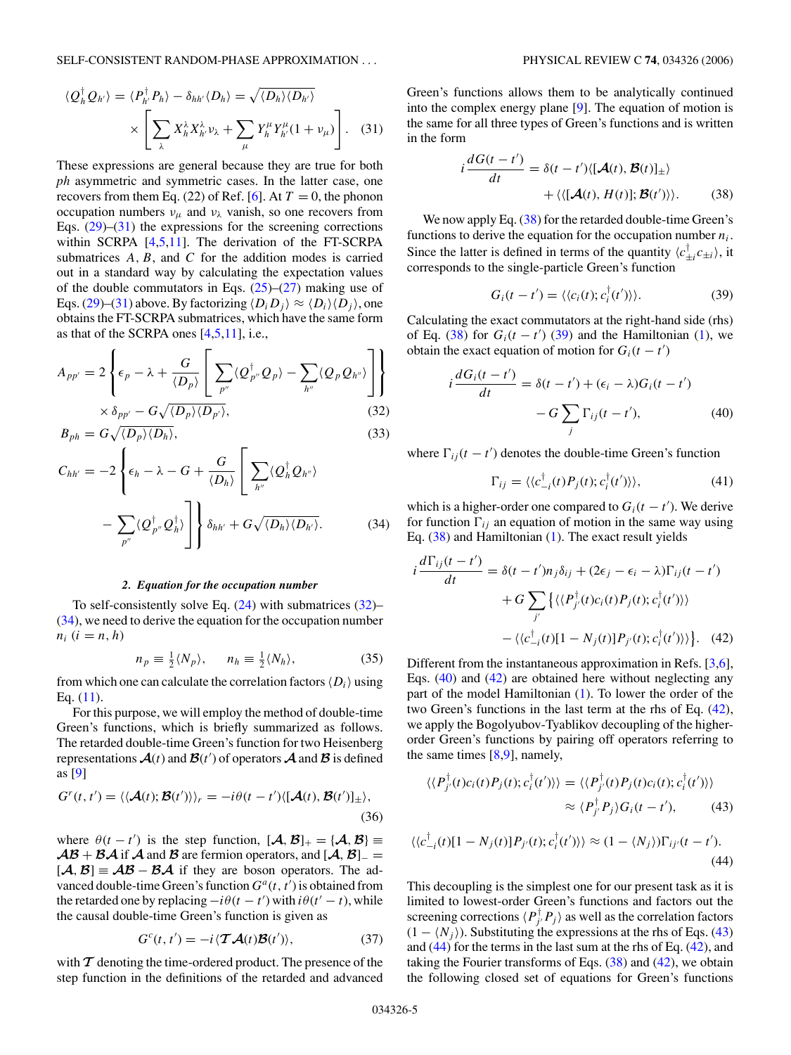$$\langle Q_h^\dagger Q_{h'}\rangle = \langle P_{h'}^\dagger P_h\rangle - \delta_{hh'}\langle D_h\rangle = \sqrt{\langle D_h\rangle\langle D_{h'}\rangle} \times \left[\sum_\lambda X_h^\lambda X_{h'}^\lambda \nu_\lambda + \sum_\mu Y_h^\mu Y_{h'}^\mu (1+\nu_\mu)\right]. \quad (31)$$

These expressions are general because they are true for both *ph* asymmetric and symmetric cases. In the latter case, one recovers from them Eq. (22) of Ref. [6]. At $T = 0$, the phonon occupation numbers $\nu_\mu$ and $\nu_\lambda$ vanish, so one recovers from Eqs. (29)–(31) the expressions for the screening corrections within SCRPA [4,5,11]. The derivation of the FT-SCRPA submatrices $A$, $B$, and $C$ for the addition modes is carried out in a standard way by calculating the expectation values of the double commutators in Eqs. (25)–(27) making use of Eqs. (29)–(31) above. By factorizing $\langle D_i D_j\rangle \approx \langle D_i\rangle\langle D_j\rangle$, one obtains the FT-SCRPA submatrices, which have the same form as that of the SCRPA ones [4,5,11], i.e.,

$$A_{pp'} = 2\left\{\epsilon_p - \lambda + \frac{G}{\langle D_p\rangle}\left[\sum_{p''}\langle Q_{p''}^\dagger Q_p\rangle - \sum_{h''}\langle Q_p Q_{h''}\rangle\right]\right\} \times \delta_{pp'} - G\sqrt{\langle D_p\rangle\langle D_{p'}\rangle}, \quad (32)$$

$$B_{ph} = G\sqrt{\langle D_p\rangle\langle D_h\rangle}, \quad (33)$$

$$C_{hh'} = -2\left\{\epsilon_h - \lambda - G + \frac{G}{\langle D_h\rangle}\left[\sum_{h''}\langle Q_h^\dagger Q_{h''}\rangle - \sum_{p''}\langle Q_{p''}^\dagger Q_h^\dagger\rangle\right]\right\}\delta_{hh'} + G\sqrt{\langle D_h\rangle\langle D_{h'}\rangle}. \quad (34)$$

### 2. Equation for the occupation number

To self-consistently solve Eq. (24) with submatrices (32)–(34), we need to derive the equation for the occupation number $n_i$ ($i = n, h$)

$$n_p \equiv \tfrac{1}{2}\langle N_p\rangle, \qquad n_h \equiv \tfrac{1}{2}\langle N_h\rangle, \quad (35)$$

from which one can calculate the correlation factors $\langle D_i\rangle$ using Eq. (11).

For this purpose, we will employ the method of double-time Green's functions, which is briefly summarized as follows. The retarded double-time Green's function for two Heisenberg representations $\mathcal{A}(t)$ and $\mathcal{B}(t')$ of operators $\mathcal{A}$ and $\mathcal{B}$ is defined as [9]

$$G^r(t,t') = \langle\langle \mathcal{A}(t);\mathcal{B}(t')\rangle\rangle_r = -i\theta(t-t')\langle[\mathcal{A}(t),\mathcal{B}(t')]_\pm\rangle, \quad (36)$$

where $\theta(t-t')$ is the step function, $[\mathcal{A},\mathcal{B}]_+ = \{\mathcal{A},\mathcal{B}\} \equiv \mathcal{A}\mathcal{B} + \mathcal{B}\mathcal{A}$ if $\mathcal{A}$ and $\mathcal{B}$ are fermion operators, and $[\mathcal{A},\mathcal{B}]_- = [\mathcal{A},\mathcal{B}] \equiv \mathcal{A}\mathcal{B} - \mathcal{B}\mathcal{A}$ if they are boson operators. The advanced double-time Green's function $G^a(t,t')$ is obtained from the retarded one by replacing $-i\theta(t-t')$ with $i\theta(t'-t)$, while the causal double-time Green's function is given as

$$G^c(t,t') = -i\langle\mathcal{T}\mathcal{A}(t)\mathcal{B}(t')\rangle, \quad (37)$$

with $\mathcal{T}$ denoting the time-ordered product. The presence of the step function in the definitions of the retarded and advanced Green's functions allows them to be analytically continued into the complex energy plane [9]. The equation of motion is the same for all three types of Green's functions and is written in the form

$$i\frac{dG(t-t')}{dt} = \delta(t-t')\langle[\mathcal{A}(t),\mathcal{B}(t)]_\pm\rangle + \langle\langle[\mathcal{A}(t),H(t)];\mathcal{B}(t')\rangle\rangle. \quad (38)$$

We now apply Eq. (38) for the retarded double-time Green's functions to derive the equation for the occupation number $n_i$. Since the latter is defined in terms of the quantity $\langle c_{\pm i}^\dagger c_{\pm i}\rangle$, it corresponds to the single-particle Green's function

$$G_i(t-t') = \langle\langle c_i(t); c_i^\dagger(t')\rangle\rangle. \quad (39)$$

Calculating the exact commutators at the right-hand side (rhs) of Eq. (38) for $G_i(t-t')$ (39) and the Hamiltonian (1), we obtain the exact equation of motion for $G_i(t-t')$

$$i\frac{dG_i(t-t')}{dt} = \delta(t-t') + (\epsilon_i - \lambda)G_i(t-t') - G\sum_j \Gamma_{ij}(t-t'), \quad (40)$$

where $\Gamma_{ij}(t-t')$ denotes the double-time Green's function

$$\Gamma_{ij} = \langle\langle c_{-i}^\dagger(t)P_j(t); c_i^\dagger(t')\rangle\rangle, \quad (41)$$

which is a higher-order one compared to $G_i(t-t')$. We derive for function $\Gamma_{ij}$ an equation of motion in the same way using Eq. (38) and Hamiltonian (1). The exact result yields

$$i\frac{d\Gamma_{ij}(t-t')}{dt} = \delta(t-t')n_j\delta_{ij} + (2\epsilon_j - \epsilon_i - \lambda)\Gamma_{ij}(t-t') + G\sum_{j'}\left\{\langle\langle P_{j'}^\dagger(t)c_i(t)P_j(t); c_i^\dagger(t')\rangle\rangle - \langle\langle c_{-i}^\dagger(t)[1-N_j(t)]P_{j'}(t); c_i^\dagger(t')\rangle\rangle\right\}. \quad (42)$$

Different from the instantaneous approximation in Refs. [3,6], Eqs. (40) and (42) are obtained here without neglecting any part of the model Hamiltonian (1). To lower the order of the two Green's functions in the last term at the rhs of Eq. (42), we apply the Bogolyubov-Tyablikov decoupling of the higher-order Green's functions by pairing off operators referring to the same times [8,9], namely,

$$\langle\langle P_{j'}^\dagger(t)c_i(t)P_j(t); c_i^\dagger(t')\rangle\rangle = \langle\langle P_{j'}^\dagger(t)P_j(t)c_i(t); c_i^\dagger(t')\rangle\rangle \approx \langle P_{j'}^\dagger P_j\rangle G_i(t-t'), \quad (43)$$

$$\langle\langle c_{-i}^\dagger(t)[1-N_j(t)]P_{j'}(t); c_i^\dagger(t')\rangle\rangle \approx (1-\langle N_j\rangle)\Gamma_{ij'}(t-t'). \quad (44)$$

This decoupling is the simplest one for our present task as it is limited to lowest-order Green's functions and factors out the screening corrections $\langle P_{j'}^\dagger P_j\rangle$ as well as the correlation factors $(1-\langle N_j\rangle)$. Substituting the expressions at the rhs of Eqs. (43) and (44) for the terms in the last sum at the rhs of Eq. (42), and taking the Fourier transforms of Eqs. (38) and (42), we obtain the following closed set of equations for Green's functions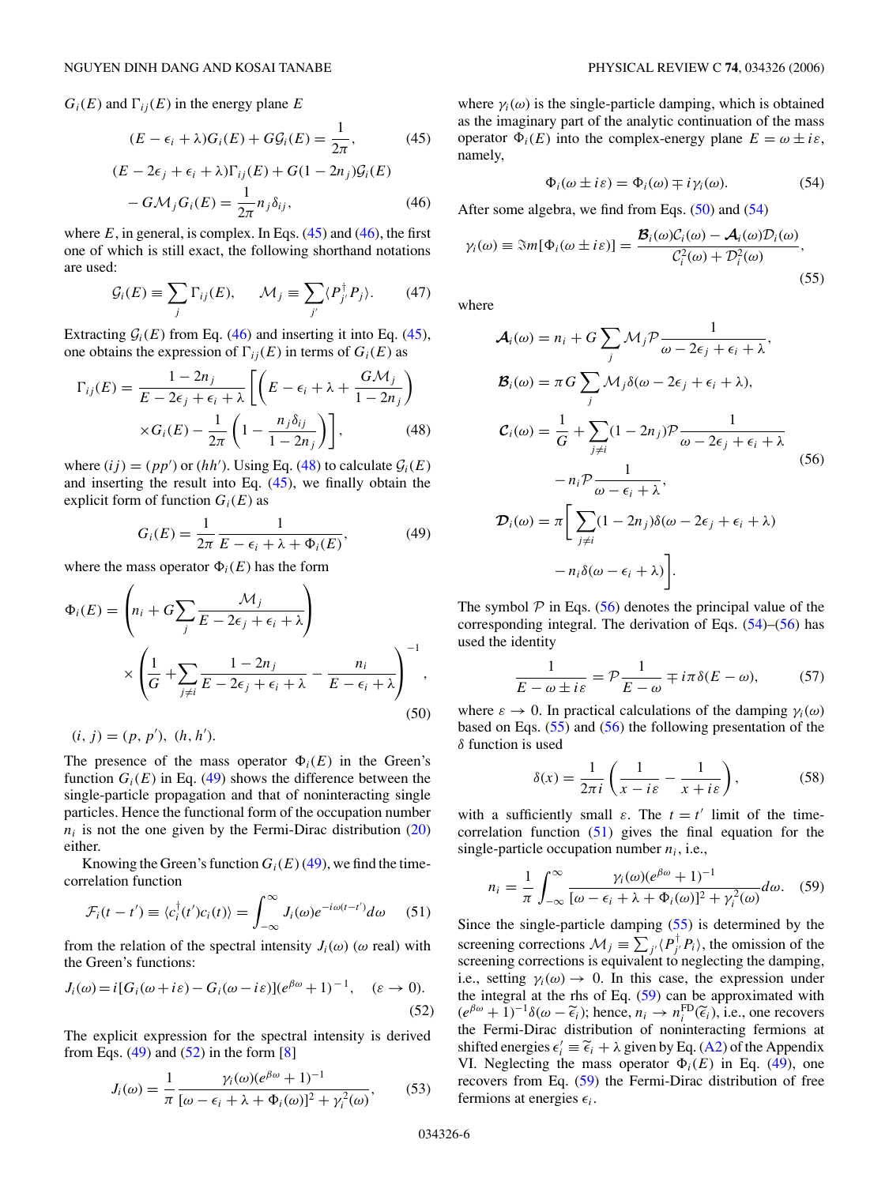$G_i(E)$ and $\Gamma_{ij}(E)$ in the energy plane $E$

$$(E - \epsilon_i + \lambda)G_i(E) + G\mathcal{G}_i(E) = \frac{1}{2\pi}, \tag{45}$$

$$(E - 2\epsilon_j + \epsilon_i + \lambda)\Gamma_{ij}(E) + G(1 - 2n_j)\mathcal{G}_i(E) - G\mathcal{M}_j G_i(E) = \frac{1}{2\pi} n_j \delta_{ij}, \tag{46}$$

where $E$, in general, is complex. In Eqs. (45) and (46), the first one of which is still exact, the following shorthand notations are used:

$$\mathcal{G}_i(E) \equiv \sum_j \Gamma_{ij}(E), \qquad \mathcal{M}_j \equiv \sum_{j'} \langle P_{j'}^\dagger P_j \rangle. \tag{47}$$

Extracting $\mathcal{G}_i(E)$ from Eq. (46) and inserting it into Eq. (45), one obtains the expression of $\Gamma_{ij}(E)$ in terms of $G_i(E)$ as

$$\Gamma_{ij}(E) = \frac{1 - 2n_j}{E - 2\epsilon_j + \epsilon_i + \lambda}\left[\left(E - \epsilon_i + \lambda + \frac{G\mathcal{M}_j}{1 - 2n_j}\right) \times G_i(E) - \frac{1}{2\pi}\left(1 - \frac{n_j \delta_{ij}}{1 - 2n_j}\right)\right], \tag{48}$$

where $(ij) = (pp')$ or $(hh')$. Using Eq. (48) to calculate $\mathcal{G}_i(E)$ and inserting the result into Eq. (45), we finally obtain the explicit form of function $G_i(E)$ as

$$G_i(E) = \frac{1}{2\pi}\frac{1}{E - \epsilon_i + \lambda + \Phi_i(E)}, \tag{49}$$

where the mass operator $\Phi_i(E)$ has the form

$$\Phi_i(E) = \left(n_i + G\sum_j \frac{\mathcal{M}_j}{E - 2\epsilon_j + \epsilon_i + \lambda}\right) \times \left(\frac{1}{G} + \sum_{j\neq i}\frac{1 - 2n_j}{E - 2\epsilon_j + \epsilon_i + \lambda} - \frac{n_i}{E - \epsilon_i + \lambda}\right)^{-1}, \tag{50}$$

$(i, j) = (p, p'),\ (h, h').$

The presence of the mass operator $\Phi_i(E)$ in the Green's function $G_i(E)$ in Eq. (49) shows the difference between the single-particle propagation and that of noninteracting single particles. Hence the functional form of the occupation number $n_i$ is not the one given by the Fermi-Dirac distribution (20) either.

Knowing the Green's function $G_i(E)$ (49), we find the time-correlation function

$$\mathcal{F}_i(t - t') \equiv \langle c_i^\dagger(t')c_i(t)\rangle = \int_{-\infty}^{\infty} J_i(\omega)e^{-i\omega(t-t')}d\omega \tag{51}$$

from the relation of the spectral intensity $J_i(\omega)$ ($\omega$ real) with the Green's functions:

$$J_i(\omega) = i[G_i(\omega + i\varepsilon) - G_i(\omega - i\varepsilon)](e^{\beta\omega} + 1)^{-1}, \quad (\varepsilon \to 0). \tag{52}$$

The explicit expression for the spectral intensity is derived from Eqs. (49) and (52) in the form [8]

$$J_i(\omega) = \frac{1}{\pi}\frac{\gamma_i(\omega)(e^{\beta\omega} + 1)^{-1}}{[\omega - \epsilon_i + \lambda + \Phi_i(\omega)]^2 + \gamma_i^2(\omega)}, \tag{53}$$

where $\gamma_i(\omega)$ is the single-particle damping, which is obtained as the imaginary part of the analytic continuation of the mass operator $\Phi_i(E)$ into the complex-energy plane $E = \omega \pm i\varepsilon$, namely,

$$\Phi_i(\omega \pm i\varepsilon) = \Phi_i(\omega) \mp i\gamma_i(\omega). \tag{54}$$

After some algebra, we find from Eqs. (50) and (54)

$$\gamma_i(\omega) \equiv \Im m[\Phi_i(\omega \pm i\varepsilon)] = \frac{\mathcal{B}_i(\omega)\mathcal{C}_i(\omega) - \mathcal{A}_i(\omega)\mathcal{D}_i(\omega)}{\mathcal{C}_i^2(\omega) + \mathcal{D}_i^2(\omega)}, \tag{55}$$

where

$$\begin{aligned}
\mathcal{A}_i(\omega) &= n_i + G\sum_j \mathcal{M}_j \mathcal{P}\frac{1}{\omega - 2\epsilon_j + \epsilon_i + \lambda},\\
\mathcal{B}_i(\omega) &= \pi G \sum_j \mathcal{M}_j \delta(\omega - 2\epsilon_j + \epsilon_i + \lambda),\\
\mathcal{C}_i(\omega) &= \frac{1}{G} + \sum_{j\neq i}(1 - 2n_j)\mathcal{P}\frac{1}{\omega - 2\epsilon_j + \epsilon_i + \lambda} - n_i\mathcal{P}\frac{1}{\omega - \epsilon_i + \lambda},\\
\mathcal{D}_i(\omega) &= \pi\left[\sum_{j\neq i}(1 - 2n_j)\delta(\omega - 2\epsilon_j + \epsilon_i + \lambda) - n_i\delta(\omega - \epsilon_i + \lambda)\right].
\end{aligned} \tag{56}$$

The symbol $\mathcal{P}$ in Eqs. (56) denotes the principal value of the corresponding integral. The derivation of Eqs. (54)–(56) has used the identity

$$\frac{1}{E - \omega \pm i\varepsilon} = \mathcal{P}\frac{1}{E - \omega} \mp i\pi\delta(E - \omega), \tag{57}$$

where $\varepsilon \to 0$. In practical calculations of the damping $\gamma_i(\omega)$ based on Eqs. (55) and (56) the following presentation of the $\delta$ function is used

$$\delta(x) = \frac{1}{2\pi i}\left(\frac{1}{x - i\varepsilon} - \frac{1}{x + i\varepsilon}\right), \tag{58}$$

with a sufficiently small $\varepsilon$. The $t = t'$ limit of the time-correlation function (51) gives the final equation for the single-particle occupation number $n_i$, i.e.,

$$n_i = \frac{1}{\pi}\int_{-\infty}^{\infty}\frac{\gamma_i(\omega)(e^{\beta\omega} + 1)^{-1}}{[\omega - \epsilon_i + \lambda + \Phi_i(\omega)]^2 + \gamma_i^2(\omega)}d\omega. \tag{59}$$

Since the single-particle damping (55) is determined by the screening corrections $\mathcal{M}_j \equiv \sum_{j'}\langle P_{j'}^\dagger P_i\rangle$, the omission of the screening corrections is equivalent to neglecting the damping, i.e., setting $\gamma_i(\omega) \to 0$. In this case, the expression under the integral at the rhs of Eq. (59) can be approximated with $(e^{\beta\omega} + 1)^{-1}\delta(\omega - \widetilde{\epsilon}_i)$; hence, $n_i \to n_i^{\rm FD}(\widetilde{\epsilon}_i)$, i.e., one recovers the Fermi-Dirac distribution of noninteracting fermions at shifted energies $\epsilon_i' \equiv \widetilde{\epsilon}_i + \lambda$ given by Eq. (A2) of the Appendix VI. Neglecting the mass operator $\Phi_i(E)$ in Eq. (49), one recovers from Eq. (59) the Fermi-Dirac distribution of free fermions at energies $\epsilon_i$.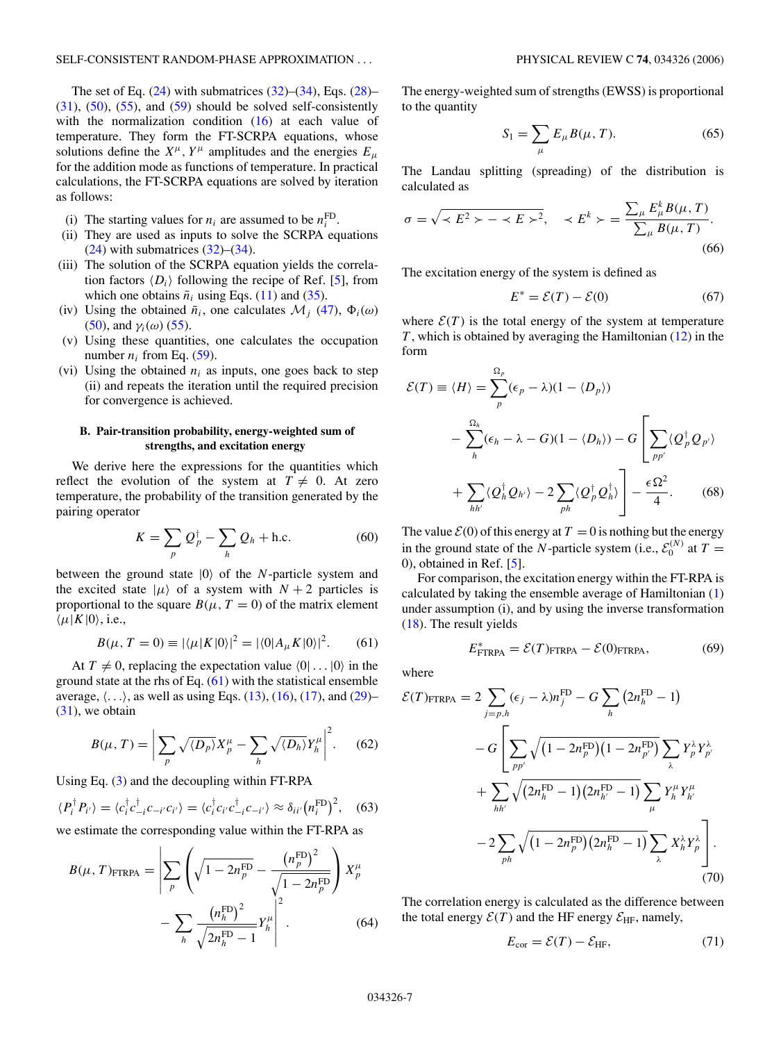The set of Eq. (24) with submatrices (32)–(34), Eqs. (28)–(31), (50), (55), and (59) should be solved self-consistently with the normalization condition (16) at each value of temperature. They form the FT-SCRPA equations, whose solutions define the $X^\mu, Y^\mu$ amplitudes and the energies $E_\mu$ for the addition mode as functions of temperature. In practical calculations, the FT-SCRPA equations are solved by iteration as follows:

(i) The starting values for $n_i$ are assumed to be $n_i^{\rm FD}$.
(ii) They are used as inputs to solve the SCRPA equations (24) with submatrices (32)–(34).
(iii) The solution of the SCRPA equation yields the correlation factors $\langle D_i\rangle$ following the recipe of Ref. [5], from which one obtains $\bar{n}_i$ using Eqs. (11) and (35).
(iv) Using the obtained $\bar{n}_i$, one calculates $\mathcal{M}_j$ (47), $\Phi_i(\omega)$ (50), and $\gamma_i(\omega)$ (55).
(v) Using these quantities, one calculates the occupation number $n_i$ from Eq. (59).
(vi) Using the obtained $n_i$ as inputs, one goes back to step (ii) and repeats the iteration until the required precision for convergence is achieved.

### B. Pair-transition probability, energy-weighted sum of strengths, and excitation energy

We derive here the expressions for the quantities which reflect the evolution of the system at $T \neq 0$. At zero temperature, the probability of the transition generated by the pairing operator

$$K = \sum_p Q_p^\dagger - \sum_h Q_h + \text{h.c.} \tag{60}$$

between the ground state $|0\rangle$ of the $N$-particle system and the excited state $|\mu\rangle$ of a system with $N+2$ particles is proportional to the square $B(\mu, T=0)$ of the matrix element $\langle \mu|K|0\rangle$, i.e.,

$$B(\mu, T=0) \equiv |\langle \mu|K|0\rangle|^2 = |\langle 0|A_\mu K|0\rangle|^2. \tag{61}$$

At $T \neq 0$, replacing the expectation value $\langle 0|\ldots|0\rangle$ in the ground state at the rhs of Eq. (61) with the statistical ensemble average, $\langle\ldots\rangle$, as well as using Eqs. (13), (16), (17), and (29)–(31), we obtain

$$B(\mu, T) = \left|\sum_p \sqrt{\langle D_p\rangle} X_p^\mu - \sum_h \sqrt{\langle D_h\rangle} Y_h^\mu\right|^2. \tag{62}$$

Using Eq. (3) and the decoupling within FT-RPA

$$\langle P_i^\dagger P_{i'}\rangle = \langle c_i^\dagger c_{-i}^\dagger c_{-i'} c_{i'}\rangle = \langle c_i^\dagger c_{i'} c_{-i}^\dagger c_{-i'}\rangle \approx \delta_{ii'}\left(n_i^{\rm FD}\right)^2, \tag{63}$$

we estimate the corresponding value within the FT-RPA as

$$B(\mu, T)_{\rm FTRPA} = \left|\sum_p \left(\sqrt{1-2n_p^{\rm FD}} - \frac{\left(n_p^{\rm FD}\right)^2}{\sqrt{1-2n_p^{\rm FD}}}\right) X_p^\mu - \sum_h \frac{\left(n_h^{\rm FD}\right)^2}{\sqrt{2n_h^{\rm FD}-1}} Y_h^\mu\right|^2. \tag{64}$$

The energy-weighted sum of strengths (EWSS) is proportional to the quantity

$$S_1 = \sum_\mu E_\mu B(\mu, T). \tag{65}$$

The Landau splitting (spreading) of the distribution is calculated as

$$\sigma = \sqrt{\prec E^2 \succ - \prec E \succ^2}, \quad \prec E^k \succ = \frac{\sum_\mu E_\mu^k B(\mu, T)}{\sum_\mu B(\mu, T)}. \tag{66}$$

The excitation energy of the system is defined as

$$E^* = \mathcal{E}(T) - \mathcal{E}(0) \tag{67}$$

where $\mathcal{E}(T)$ is the total energy of the system at temperature $T$, which is obtained by averaging the Hamiltonian (12) in the form

$$\begin{aligned}\mathcal{E}(T) \equiv \langle H\rangle = &\sum_p^{\Omega_p} (\epsilon_p - \lambda)(1 - \langle D_p\rangle) \\ &- \sum_h^{\Omega_h} (\epsilon_h - \lambda - G)(1 - \langle D_h\rangle) - G\left[\sum_{pp'} \langle Q_p^\dagger Q_{p'}\rangle \right.\\ &\left. + \sum_{hh'} \langle Q_h^\dagger Q_{h'}\rangle - 2\sum_{ph} \langle Q_p^\dagger Q_h^\dagger\rangle\right] - \frac{\epsilon\Omega^2}{4}.\end{aligned} \tag{68}$$

The value $\mathcal{E}(0)$ of this energy at $T=0$ is nothing but the energy in the ground state of the $N$-particle system (i.e., $\mathcal{E}_0^{(N)}$ at $T=0$), obtained in Ref. [5].

For comparison, the excitation energy within the FT-RPA is calculated by taking the ensemble average of Hamiltonian (1) under assumption (i), and by using the inverse transformation (18). The result yields

$$E^*_{\rm FTRPA} = \mathcal{E}(T)_{\rm FTRPA} - \mathcal{E}(0)_{\rm FTRPA}, \tag{69}$$

where

$$\begin{aligned}\mathcal{E}(T)_{\rm FTRPA} = &\,2\sum_{j=p,h} (\epsilon_j - \lambda) n_j^{\rm FD} - G\sum_h \left(2n_h^{\rm FD} - 1\right) \\ &- G\left[\sum_{pp'} \sqrt{\left(1-2n_p^{\rm FD}\right)\left(1-2n_{p'}^{\rm FD}\right)} \sum_\lambda Y_p^\lambda Y_{p'}^\lambda \right.\\ &+ \sum_{hh'} \sqrt{\left(2n_h^{\rm FD}-1\right)\left(2n_{h'}^{\rm FD}-1\right)} \sum_\mu Y_h^\mu Y_{h'}^\mu \\ &\left. - 2\sum_{ph} \sqrt{\left(1-2n_p^{\rm FD}\right)\left(2n_h^{\rm FD}-1\right)} \sum_\lambda X_h^\lambda Y_p^\lambda\right].\end{aligned} \tag{70}$$

The correlation energy is calculated as the difference between the total energy $\mathcal{E}(T)$ and the HF energy $\mathcal{E}_{\rm HF}$, namely,

$$E_{\rm cor} = \mathcal{E}(T) - \mathcal{E}_{\rm HF}, \tag{71}$$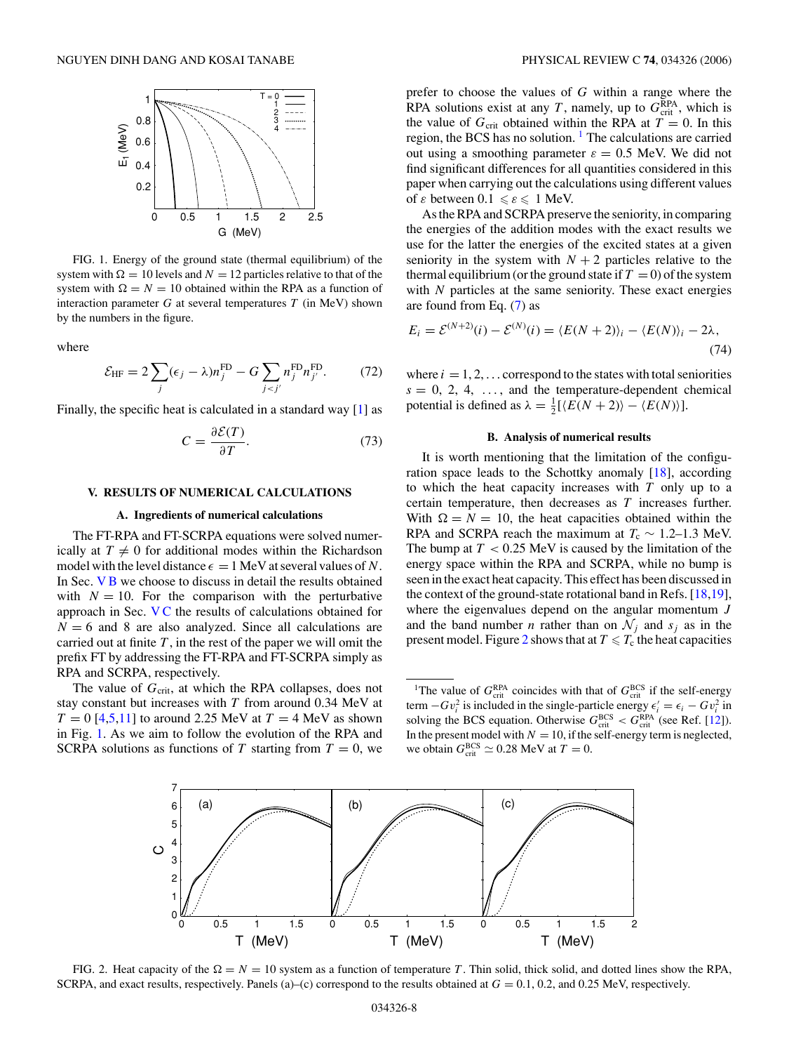FIG. 1. Energy of the ground state (thermal equilibrium) of the system with $\Omega = 10$ levels and $N = 12$ particles relative to that of the system with $\Omega = N = 10$ obtained within the RPA as a function of interaction parameter $G$ at several temperatures $T$ (in MeV) shown by the numbers in the figure.

where

$$\mathcal{E}_{\rm HF} = 2\sum_j (\epsilon_j - \lambda) n_j^{\rm FD} - G\sum_{j<j'} n_j^{\rm FD} n_{j'}^{\rm FD}. \tag{72}$$

Finally, the specific heat is calculated in a standard way [1] as

$$C = \frac{\partial \mathcal{E}(T)}{\partial T}. \tag{73}$$

## V. RESULTS OF NUMERICAL CALCULATIONS

### A. Ingredients of numerical calculations

The FT-RPA and FT-SCRPA equations were solved numerically at $T \neq 0$ for additional modes within the Richardson model with the level distance $\epsilon = 1$ MeV at several values of $N$. In Sec. V B we choose to discuss in detail the results obtained with $N = 10$. For the comparison with the perturbative approach in Sec. V C the results of calculations obtained for $N = 6$ and 8 are also analyzed. Since all calculations are carried out at finite $T$, in the rest of the paper we will omit the prefix FT by addressing the FT-RPA and FT-SCRPA simply as RPA and SCRPA, respectively.

The value of $G_{\rm crit}$, at which the RPA collapses, does not stay constant but increases with $T$ from around 0.34 MeV at $T = 0$ [4,5,11] to around 2.25 MeV at $T = 4$ MeV as shown in Fig. 1. As we aim to follow the evolution of the RPA and SCRPA solutions as functions of $T$ starting from $T = 0$, we prefer to choose the values of $G$ within a range where the RPA solutions exist at any $T$, namely, up to $G_{\rm crit}^{\rm RPA}$, which is the value of $G_{\rm crit}$ obtained within the RPA at $T = 0$. In this region, the BCS has no solution. [1] The calculations are carried out using a smoothing parameter $\varepsilon = 0.5$ MeV. We did not find significant differences for all quantities considered in this paper when carrying out the calculations using different values of $\varepsilon$ between $0.1 \leqslant \varepsilon \leqslant 1$ MeV.

As the RPA and SCRPA preserve the seniority, in comparing the energies of the addition modes with the exact results we use for the latter the energies of the excited states at a given seniority in the system with $N + 2$ particles relative to the thermal equilibrium (or the ground state if $T = 0$) of the system with $N$ particles at the same seniority. These exact energies are found from Eq. (7) as

$$E_i = \mathcal{E}^{(N+2)}(i) - \mathcal{E}^{(N)}(i) = \langle E(N+2)\rangle_i - \langle E(N)\rangle_i - 2\lambda, \tag{74}$$

where $i = 1, 2, \ldots$ correspond to the states with total seniorities $s = 0, 2, 4, \ldots$, and the temperature-dependent chemical potential is defined as $\lambda = \frac{1}{2}[\langle E(N+2)\rangle - \langle E(N)\rangle]$.

### B. Analysis of numerical results

It is worth mentioning that the limitation of the configuration space leads to the Schottky anomaly [18], according to which the heat capacity increases with $T$ only up to a certain temperature, then decreases as $T$ increases further. With $\Omega = N = 10$, the heat capacities obtained within the RPA and SCRPA reach the maximum at $T_{\rm c} \sim 1.2$–1.3 MeV. The bump at $T < 0.25$ MeV is caused by the limitation of the energy space within the RPA and SCRPA, while no bump is seen in the exact heat capacity. This effect has been discussed in the context of the ground-state rotational band in Refs. [18,19], where the eigenvalues depend on the angular momentum $J$ and the band number $n$ rather than on $\mathcal{N}_j$ and $s_j$ as in the present model. Figure 2 shows that at $T \leqslant T_{\rm c}$ the heat capacities

[1] The value of $G_{\rm crit}^{\rm RPA}$ coincides with that of $G_{\rm crit}^{\rm BCS}$ if the self-energy term $-Gv_i^2$ is included in the single-particle energy $\epsilon_i' = \epsilon_i - Gv_i^2$ in solving the BCS equation. Otherwise $G_{\rm crit}^{\rm BCS} < G_{\rm crit}^{\rm RPA}$ (see Ref. [12]). In the present model with $N = 10$, if the self-energy term is neglected, we obtain $G_{\rm crit}^{\rm BCS} \simeq 0.28$ MeV at $T = 0$.

FIG. 2. Heat capacity of the $\Omega = N = 10$ system as a function of temperature $T$. Thin solid, thick solid, and dotted lines show the RPA, SCRPA, and exact results, respectively. Panels (a)–(c) correspond to the results obtained at $G = 0.1$, 0.2, and 0.25 MeV, respectively.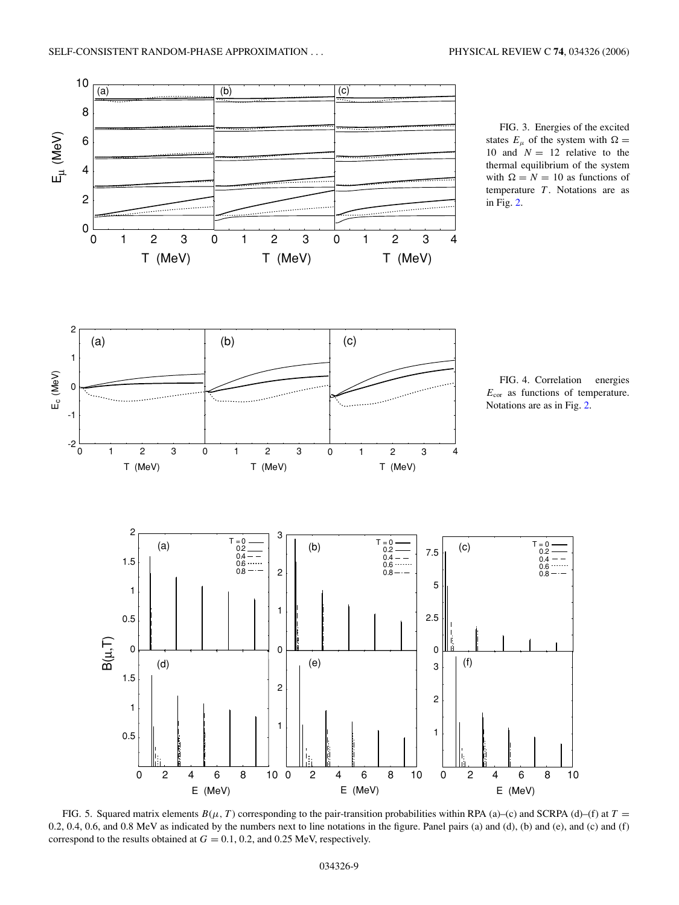FIG. 3. Energies of the excited states $E_\mu$ of the system with $\Omega = 10$ and $N = 12$ relative to the thermal equilibrium of the system with $\Omega = N = 10$ as functions of temperature $T$. Notations are as in Fig. 2.

FIG. 4. Correlation energies $E_{cor}$ as functions of temperature. Notations are as in Fig. 2.

FIG. 5. Squared matrix elements $B(\mu, T)$ corresponding to the pair-transition probabilities within RPA (a)–(c) and SCRPA (d)–(f) at $T = 0.2$, 0.4, 0.6, and 0.8 MeV as indicated by the numbers next to line notations in the figure. Panel pairs (a) and (d), (b) and (e), and (c) and (f) correspond to the results obtained at $G = 0.1$, 0.2, and 0.25 MeV, respectively.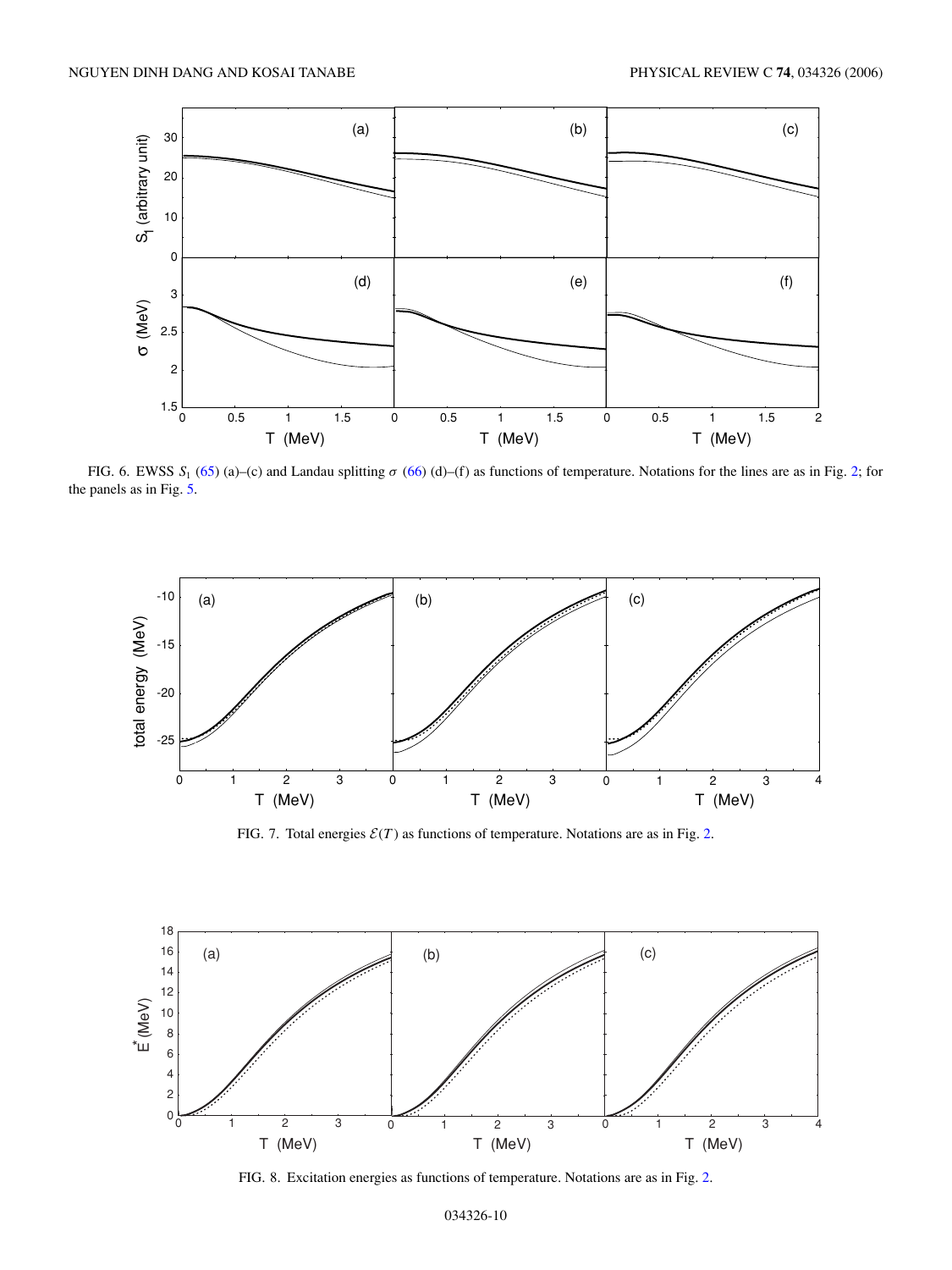FIG. 6. EWSS $S_1$ (65) (a)–(c) and Landau splitting $\sigma$ (66) (d)–(f) as functions of temperature. Notations for the lines are as in Fig. 2; for the panels as in Fig. 5.

FIG. 7. Total energies $\mathcal{E}(T)$ as functions of temperature. Notations are as in Fig. 2.

FIG. 8. Excitation energies as functions of temperature. Notations are as in Fig. 2.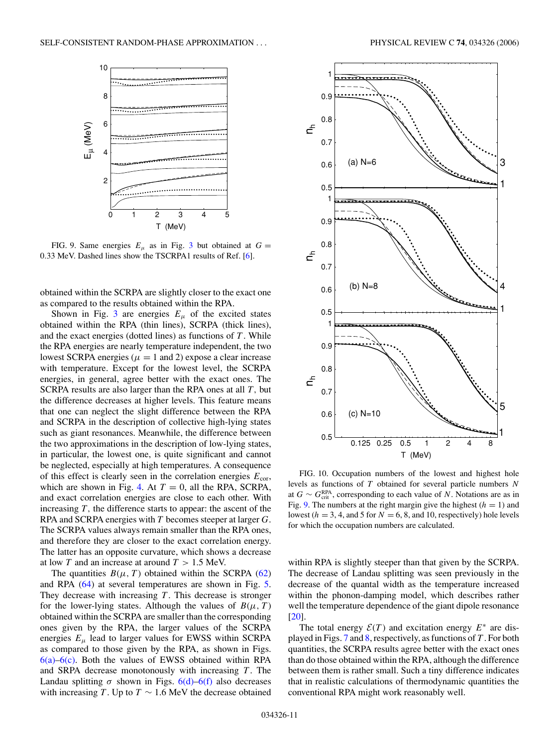FIG. 9. Same energies $E_\mu$ as in Fig. 3 but obtained at $G = 0.33$ MeV. Dashed lines show the TSCRPA1 results of Ref. [6].

obtained within the SCRPA are slightly closer to the exact one as compared to the results obtained within the RPA.

Shown in Fig. 3 are energies $E_\mu$ of the excited states obtained within the RPA (thin lines), SCRPA (thick lines), and the exact energies (dotted lines) as functions of $T$. While the RPA energies are nearly temperature independent, the two lowest SCRPA energies ($\mu = 1$ and 2) expose a clear increase with temperature. Except for the lowest level, the SCRPA energies, in general, agree better with the exact ones. The SCRPA results are also larger than the RPA ones at all $T$, but the difference decreases at higher levels. This feature means that one can neglect the slight difference between the RPA and SCRPA in the description of collective high-lying states such as giant resonances. Meanwhile, the difference between the two approximations in the description of low-lying states, in particular, the lowest one, is quite significant and cannot be neglected, especially at high temperatures. A consequence of this effect is clearly seen in the correlation energies $E_{\rm cor}$, which are shown in Fig. 4. At $T = 0$, all the RPA, SCRPA, and exact correlation energies are close to each other. With increasing $T$, the difference starts to appear: the ascent of the RPA and SCRPA energies with $T$ becomes steeper at larger $G$. The SCRPA values always remain smaller than the RPA ones, and therefore they are closer to the exact correlation energy. The latter has an opposite curvature, which shows a decrease at low $T$ and an increase at around $T > 1.5$ MeV.

The quantities $B(\mu, T)$ obtained within the SCRPA (62) and RPA (64) at several temperatures are shown in Fig. 5. They decrease with increasing $T$. This decrease is stronger for the lower-lying states. Although the values of $B(\mu, T)$ obtained within the SCRPA are smaller than the corresponding ones given by the RPA, the larger values of the SCRPA energies $E_\mu$ lead to larger values for EWSS within SCRPA as compared to those given by the RPA, as shown in Figs. 6(a)–6(c). Both the values of EWSS obtained within RPA and SRPA decrease monotonously with increasing $T$. The Landau splitting $\sigma$ shown in Figs. 6(d)–6(f) also decreases with increasing $T$. Up to $T \sim 1.6$ MeV the decrease obtained within RPA is slightly steeper than that given by the SCRPA. The decrease of Landau splitting was seen previously in the decrease of the quantal width as the temperature increased within the phonon-damping model, which describes rather well the temperature dependence of the giant dipole resonance [20].

The total energy $\mathcal{E}(T)$ and excitation energy $E^*$ are displayed in Figs. 7 and 8, respectively, as functions of $T$. For both quantities, the SCRPA results agree better with the exact ones than do those obtained within the RPA, although the difference between them is rather small. Such a tiny difference indicates that in realistic calculations of thermodynamic quantities the conventional RPA might work reasonably well.

FIG. 10. Occupation numbers of the lowest and highest hole levels as functions of $T$ obtained for several particle numbers $N$ at $G \sim G_{\rm crit}^{\rm RPA}$, corresponding to each value of $N$. Notations are as in Fig. 9. The numbers at the right margin give the highest ($h = 1$) and lowest ($h = 3$, 4, and 5 for $N = 6$, 8, and 10, respectively) hole levels for which the occupation numbers are calculated.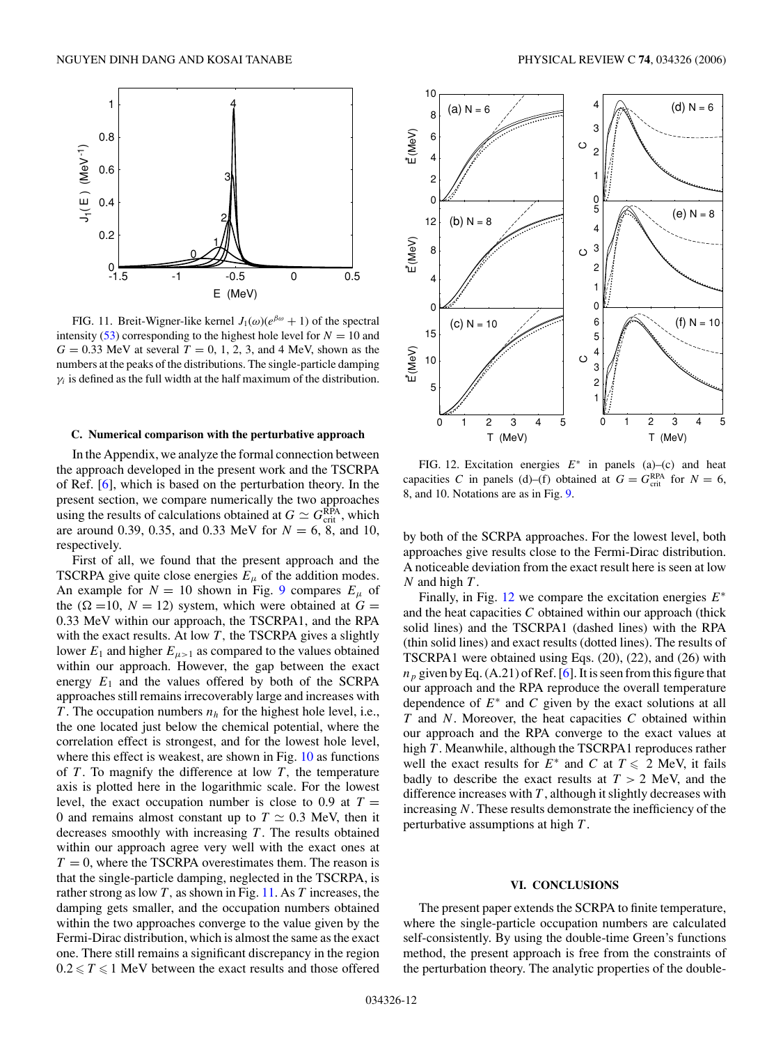FIG. 11. Breit-Wigner-like kernel $J_1(\omega)(e^{\beta\omega}+1)$ of the spectral intensity (53) corresponding to the highest hole level for $N = 10$ and $G = 0.33$ MeV at several $T = 0$, 1, 2, 3, and 4 MeV, shown as the numbers at the peaks of the distributions. The single-particle damping $\gamma_i$ is defined as the full width at the half maximum of the distribution.

### C. Numerical comparison with the perturbative approach

In the Appendix, we analyze the formal connection between the approach developed in the present work and the TSCRPA of Ref. [6], which is based on the perturbation theory. In the present section, we compare numerically the two approaches using the results of calculations obtained at $G \simeq G_{\rm crit}^{\rm RPA}$, which are around 0.39, 0.35, and 0.33 MeV for $N = 6$, 8, and 10, respectively.

First of all, we found that the present approach and the TSCRPA give quite close energies $E_\mu$ of the addition modes. An example for $N = 10$ shown in Fig. 9 compares $E_\mu$ of the ($\Omega = 10$, $N = 12$) system, which were obtained at $G = 0.33$ MeV within our approach, the TSCRPA1, and the RPA with the exact results. At low $T$, the TSCRPA gives a slightly lower $E_1$ and higher $E_{\mu>1}$ as compared to the values obtained within our approach. However, the gap between the exact energy $E_1$ and the values offered by both of the SCRPA approaches still remains irrecoverably large and increases with $T$. The occupation numbers $n_h$ for the highest hole level, i.e., the one located just below the chemical potential, where the correlation effect is strongest, and for the lowest hole level, where this effect is weakest, are shown in Fig. 10 as functions of $T$. To magnify the difference at low $T$, the temperature axis is plotted here in the logarithmic scale. For the lowest level, the exact occupation number is close to 0.9 at $T = 0$ and remains almost constant up to $T \simeq 0.3$ MeV, then it decreases smoothly with increasing $T$. The results obtained within our approach agree very well with the exact ones at $T = 0$, where the TSCRPA overestimates them. The reason is that the single-particle damping, neglected in the TSCRPA, is rather strong as low $T$, as shown in Fig. 11. As $T$ increases, the damping gets smaller, and the occupation numbers obtained within the two approaches converge to the value given by the Fermi-Dirac distribution, which is almost the same as the exact one. There still remains a significant discrepancy in the region $0.2 \leqslant T \leqslant 1$ MeV between the exact results and those offered by both of the SCRPA approaches. For the lowest level, both approaches give results close to the Fermi-Dirac distribution. A noticeable deviation from the exact result here is seen at low $N$ and high $T$.

FIG. 12. Excitation energies $E^*$ in panels (a)–(c) and heat capacities $C$ in panels (d)–(f) obtained at $G = G_{\rm crit}^{\rm RPA}$ for $N = 6$, 8, and 10. Notations are as in Fig. 9.

Finally, in Fig. 12 we compare the excitation energies $E^*$ and the heat capacities $C$ obtained within our approach (thick solid lines) and the TSCRPA1 (dashed lines) with the RPA (thin solid lines) and exact results (dotted lines). The results of TSCRPA1 were obtained using Eqs. (20), (22), and (26) with $n_p$ given by Eq. (A.21) of Ref. [6]. It is seen from this figure that our approach and the RPA reproduce the overall temperature dependence of $E^*$ and $C$ given by the exact solutions at all $T$ and $N$. Moreover, the heat capacities $C$ obtained within our approach and the RPA converge to the exact values at high $T$. Meanwhile, although the TSCRPA1 reproduces rather well the exact results for $E^*$ and $C$ at $T \leqslant 2$ MeV, it fails badly to describe the exact results at $T > 2$ MeV, and the difference increases with $T$, although it slightly decreases with increasing $N$. These results demonstrate the inefficiency of the perturbative assumptions at high $T$.

## VI. CONCLUSIONS

The present paper extends the SCRPA to finite temperature, where the single-particle occupation numbers are calculated self-consistently. By using the double-time Green's functions method, the present approach is free from the constraints of the perturbation theory. The analytic properties of the double-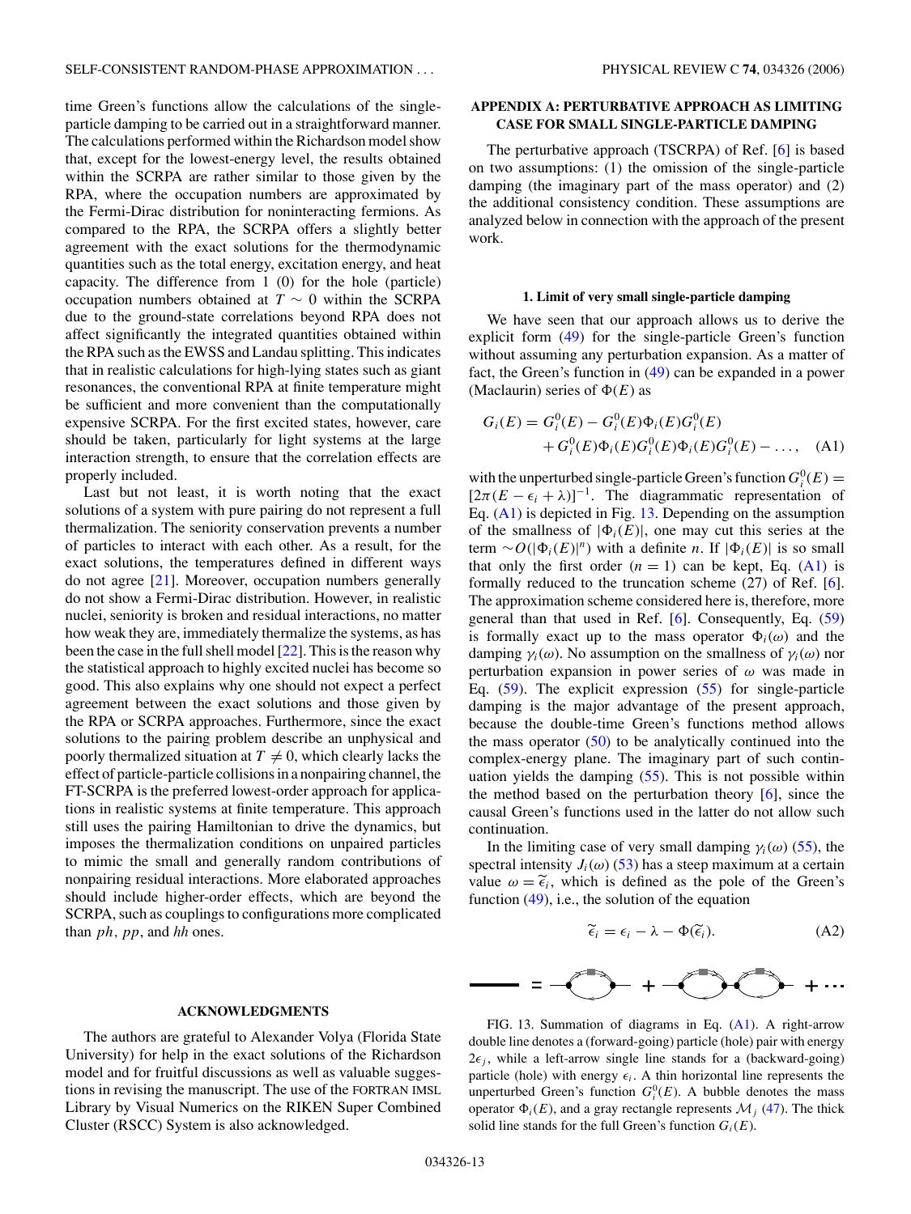time Green's functions allow the calculations of the single-particle damping to be carried out in a straightforward manner. The calculations performed within the Richardson model show that, except for the lowest-energy level, the results obtained within the SCRPA are rather similar to those given by the RPA, where the occupation numbers are approximated by the Fermi-Dirac distribution for noninteracting fermions. As compared to the RPA, the SCRPA offers a slightly better agreement with the exact solutions for the thermodynamic quantities such as the total energy, excitation energy, and heat capacity. The difference from 1 (0) for the hole (particle) occupation numbers obtained at $T \sim 0$ within the SCRPA due to the ground-state correlations beyond RPA does not affect significantly the integrated quantities obtained within the RPA such as the EWSS and Landau splitting. This indicates that in realistic calculations for high-lying states such as giant resonances, the conventional RPA at finite temperature might be sufficient and more convenient than the computationally expensive SCRPA. For the first excited states, however, care should be taken, particularly for light systems at the large interaction strength, to ensure that the correlation effects are properly included.

Last but not least, it is worth noting that the exact solutions of a system with pure pairing do not represent a full thermalization. The seniority conservation prevents a number of particles to interact with each other. As a result, for the exact solutions, the temperatures defined in different ways do not agree [21]. Moreover, occupation numbers generally do not show a Fermi-Dirac distribution. However, in realistic nuclei, seniority is broken and residual interactions, no matter how weak they are, immediately thermalize the systems, as has been the case in the full shell model [22]. This is the reason why the statistical approach to highly excited nuclei has become so good. This also explains why one should not expect a perfect agreement between the exact solutions and those given by the RPA or SCRPA approaches. Furthermore, since the exact solutions to the pairing problem describe an unphysical and poorly thermalized situation at $T \neq 0$, which clearly lacks the effect of particle-particle collisions in a nonpairing channel, the FT-SCRPA is the preferred lowest-order approach for applications in realistic systems at finite temperature. This approach still uses the pairing Hamiltonian to drive the dynamics, but imposes the thermalization conditions on unpaired particles to mimic the small and generally random contributions of nonpairing residual interactions. More elaborated approaches should include higher-order effects, which are beyond the SCRPA, such as couplings to configurations more complicated than *ph*, *pp*, and *hh* ones.

## ACKNOWLEDGMENTS

The authors are grateful to Alexander Volya (Florida State University) for help in the exact solutions of the Richardson model and for fruitful discussions as well as valuable suggestions in revising the manuscript. The use of the FORTRAN IMSL Library by Visual Numerics on the RIKEN Super Combined Cluster (RSCC) System is also acknowledged.

## APPENDIX A: PERTURBATIVE APPROACH AS LIMITING CASE FOR SMALL SINGLE-PARTICLE DAMPING

The perturbative approach (TSCRPA) of Ref. [6] is based on two assumptions: (1) the omission of the single-particle damping (the imaginary part of the mass operator) and (2) the additional consistency condition. These assumptions are analyzed below in connection with the approach of the present work.

### 1. Limit of very small single-particle damping

We have seen that our approach allows us to derive the explicit form (49) for the single-particle Green's function without assuming any perturbation expansion. As a matter of fact, the Green's function in (49) can be expanded in a power (Maclaurin) series of $\Phi(E)$ as

$$G_i(E) = G_i^0(E) - G_i^0(E)\Phi_i(E)G_i^0(E) + G_i^0(E)\Phi_i(E)G_i^0(E)\Phi_i(E)G_i^0(E) - \ldots, \quad \text{(A1)}$$

with the unperturbed single-particle Green's function $G_i^0(E) = [2\pi(E - \epsilon_i + \lambda)]^{-1}$. The diagrammatic representation of Eq. (A1) is depicted in Fig. 13. Depending on the assumption of the smallness of $|\Phi_i(E)|$, one may cut this series at the term $\sim O(|\Phi_i(E)|^n)$ with a definite $n$. If $|\Phi_i(E)|$ is so small that only the first order ($n = 1$) can be kept, Eq. (A1) is formally reduced to the truncation scheme (27) of Ref. [6]. The approximation scheme considered here is, therefore, more general than that used in Ref. [6]. Consequently, Eq. (59) is formally exact up to the mass operator $\Phi_i(\omega)$ and the damping $\gamma_i(\omega)$. No assumption on the smallness of $\gamma_i(\omega)$ nor perturbation expansion in power series of $\omega$ was made in Eq. (59). The explicit expression (55) for single-particle damping is the major advantage of the present approach, because the double-time Green's functions method allows the mass operator (50) to be analytically continued into the complex-energy plane. The imaginary part of such continuation yields the damping (55). This is not possible within the method based on the perturbation theory [6], since the causal Green's functions used in the latter do not allow such continuation.

In the limiting case of very small damping $\gamma_i(\omega)$ (55), the spectral intensity $J_i(\omega)$ (53) has a steep maximum at a certain value $\omega = \widetilde{\epsilon}_i$, which is defined as the pole of the Green's function (49), i.e., the solution of the equation

$$\widetilde{\epsilon}_i = \epsilon_i - \lambda - \Phi(\widetilde{\epsilon}_i). \quad \text{(A2)}$$

FIG. 13. Summation of diagrams in Eq. (A1). A right-arrow double line denotes a (forward-going) particle (hole) pair with energy $2\epsilon_j$, while a left-arrow single line stands for a (backward-going) particle (hole) with energy $\epsilon_i$. A thin horizontal line represents the unperturbed Green's function $G_i^0(E)$. A bubble denotes the mass operator $\Phi_i(E)$, and a gray rectangle represents $\mathcal{M}_j$ (47). The thick solid line stands for the full Green's function $G_i(E)$.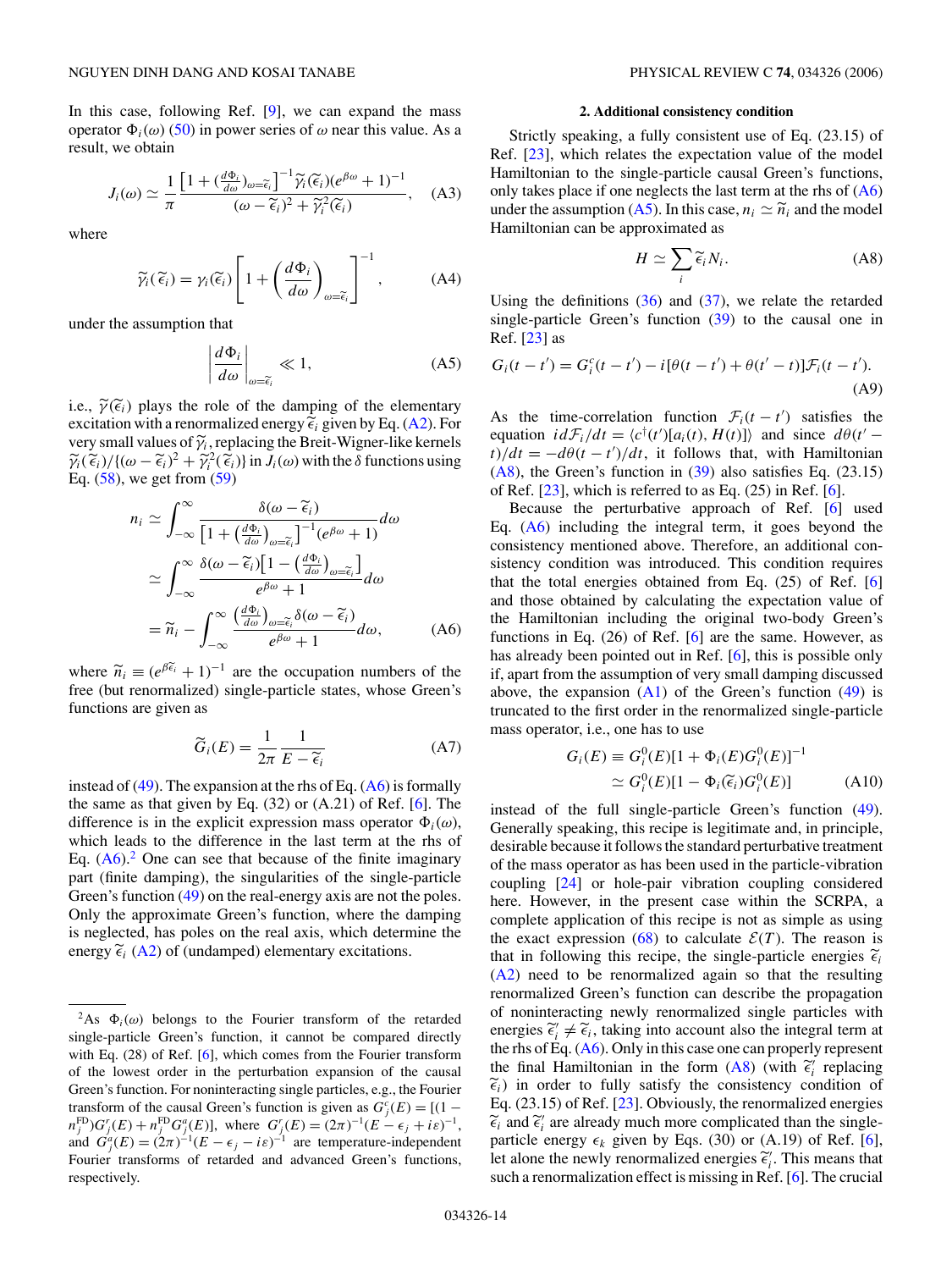In this case, following Ref. [9], we can expand the mass operator $\Phi_i(\omega)$ (50) in power series of $\omega$ near this value. As a result, we obtain

$$J_i(\omega) \simeq \frac{1}{\pi} \frac{\left[1 + (\frac{d\Phi_i}{d\omega})_{\omega=\widetilde{\epsilon}_i}\right]^{-1} \widetilde{\gamma}_i(\widetilde{\epsilon}_i)(e^{\beta\omega}+1)^{-1}}{(\omega - \widetilde{\epsilon}_i)^2 + \widetilde{\gamma}_i^2(\widetilde{\epsilon}_i)}, \quad \text{(A3)}$$

where

$$\widetilde{\gamma}_i(\widetilde{\epsilon}_i) = \gamma_i(\widetilde{\epsilon}_i)\left[1 + \left(\frac{d\Phi_i}{d\omega}\right)_{\omega=\widetilde{\epsilon}_i}\right]^{-1}, \quad \text{(A4)}$$

under the assumption that

$$\left|\frac{d\Phi_i}{d\omega}\right|_{\omega=\widetilde{\epsilon}_i} \ll 1, \quad \text{(A5)}$$

i.e., $\widetilde{\gamma}(\widetilde{\epsilon}_i)$ plays the role of the damping of the elementary excitation with a renormalized energy $\widetilde{\epsilon}_i$ given by Eq. (A2). For very small values of $\widetilde{\gamma}_i$, replacing the Breit-Wigner-like kernels $\widetilde{\gamma}_i(\widetilde{\epsilon}_i)/\{(\omega-\widetilde{\epsilon}_i)^2+\widetilde{\gamma}_i^2(\widetilde{\epsilon}_i)\}$ in $J_i(\omega)$ with the $\delta$ functions using Eq. (58), we get from (59)

$$\begin{aligned} n_i &\simeq \int_{-\infty}^{\infty} \frac{\delta(\omega-\widetilde{\epsilon}_i)}{\left[1+(\frac{d\Phi_i}{d\omega})_{\omega=\widetilde{\epsilon}_i}\right]^{-1}(e^{\beta\omega}+1)} d\omega \\ &\simeq \int_{-\infty}^{\infty} \frac{\delta(\omega-\widetilde{\epsilon}_i)\left[1-(\frac{d\Phi_i}{d\omega})_{\omega=\widetilde{\epsilon}_i}\right]}{e^{\beta\omega}+1} d\omega \\ &= \widetilde{n}_i - \int_{-\infty}^{\infty} \frac{(\frac{d\Phi_i}{d\omega})_{\omega=\widetilde{\epsilon}_i}\delta(\omega-\widetilde{\epsilon}_i)}{e^{\beta\omega}+1} d\omega, \end{aligned} \quad \text{(A6)}$$

where $\widetilde{n}_i \equiv (e^{\beta\widetilde{\epsilon}_i}+1)^{-1}$ are the occupation numbers of the free (but renormalized) single-particle states, whose Green's functions are given as

$$\widetilde{G}_i(E) = \frac{1}{2\pi}\frac{1}{E-\widetilde{\epsilon}_i} \quad \text{(A7)}$$

instead of (49). The expansion at the rhs of Eq. (A6) is formally the same as that given by Eq. (32) or (A.21) of Ref. [6]. The difference is in the explicit expression mass operator $\Phi_i(\omega)$, which leads to the difference in the last term at the rhs of Eq. (A6).[2] One can see that because of the finite imaginary part (finite damping), the singularities of the single-particle Green's function (49) on the real-energy axis are not the poles. Only the approximate Green's function, where the damping is neglected, has poles on the real axis, which determine the energy $\widetilde{\epsilon}_i$ (A2) of (undamped) elementary excitations.

[2]As $\Phi_i(\omega)$ belongs to the Fourier transform of the retarded single-particle Green's function, it cannot be compared directly with Eq. (28) of Ref. [6], which comes from the Fourier transform of the lowest order in the perturbation expansion of the causal Green's function. For noninteracting single particles, e.g., the Fourier transform of the causal Green's function is given as $G_j^c(E) = [(1-n_j^{\rm FD})G_j^r(E) + n_j^{\rm FD}G_j^a(E)]$, where $G_j^r(E) = (2\pi)^{-1}(E-\epsilon_j+i\varepsilon)^{-1}$, and $G_j^a(E) = (2\pi)^{-1}(E-\epsilon_j-i\varepsilon)^{-1}$ are temperature-independent Fourier transforms of retarded and advanced Green's functions, respectively.

### 2. Additional consistency condition

Strictly speaking, a fully consistent use of Eq. (23.15) of Ref. [23], which relates the expectation value of the model Hamiltonian to the single-particle causal Green's functions, only takes place if one neglects the last term at the rhs of (A6) under the assumption (A5). In this case, $n_i \simeq \widetilde{n}_i$ and the model Hamiltonian can be approximated as

$$H \simeq \sum_i \widetilde{\epsilon}_i N_i. \quad \text{(A8)}$$

Using the definitions (36) and (37), we relate the retarded single-particle Green's function (39) to the causal one in Ref. [23] as

$$G_i(t-t') = G_i^c(t-t') - i[\theta(t-t') + \theta(t'-t)]\mathcal{F}_i(t-t'). \quad \text{(A9)}$$

As the time-correlation function $\mathcal{F}_i(t-t')$ satisfies the equation $id\mathcal{F}_i/dt = \langle c^\dagger(t')[a_i(t), H(t)]\rangle$ and since $d\theta(t'-t)/dt = -d\theta(t-t')/dt$, it follows that, with Hamiltonian (A8), the Green's function in (39) also satisfies Eq. (23.15) of Ref. [23], which is referred to as Eq. (25) in Ref. [6].

Because the perturbative approach of Ref. [6] used Eq. (A6) including the integral term, it goes beyond the consistency mentioned above. Therefore, an additional consistency condition was introduced. This condition requires that the total energies obtained from Eq. (25) of Ref. [6] and those obtained by calculating the expectation value of the Hamiltonian including the original two-body Green's functions in Eq. (26) of Ref. [6] are the same. However, as has already been pointed out in Ref. [6], this is possible only if, apart from the assumption of very small damping discussed above, the expansion (A1) of the Green's function (49) is truncated to the first order in the renormalized single-particle mass operator, i.e., one has to use

$$\begin{aligned} G_i(E) &\equiv G_i^0(E)[1+\Phi_i(E)G_i^0(E)]^{-1} \\ &\simeq G_i^0(E)[1-\Phi_i(\widetilde{\epsilon}_i)G_i^0(E)] \end{aligned} \quad \text{(A10)}$$

instead of the full single-particle Green's function (49). Generally speaking, this recipe is legitimate and, in principle, desirable because it follows the standard perturbative treatment of the mass operator as has been used in the particle-vibration coupling [24] or hole-pair vibration coupling considered here. However, in the present case within the SCRPA, a complete application of this recipe is not as simple as using the exact expression (68) to calculate $\mathcal{E}(T)$. The reason is that in following this recipe, the single-particle energies $\widetilde{\epsilon}_i$ (A2) need to be renormalized again so that the resulting renormalized Green's function can describe the propagation of noninteracting newly renormalized single particles with energies $\widetilde{\epsilon}_i' \neq \widetilde{\epsilon}_i$, taking into account also the integral term at the rhs of Eq. (A6). Only in this case one can properly represent the final Hamiltonian in the form (A8) (with $\widetilde{\epsilon}_i'$ replacing $\widetilde{\epsilon}_i$) in order to fully satisfy the consistency condition of Eq. (23.15) of Ref. [23]. Obviously, the renormalized energies $\widetilde{\epsilon}_i$ and $\widetilde{\epsilon}_i'$ are already much more complicated than the single-particle energy $\epsilon_k$ given by Eqs. (30) or (A.19) of Ref. [6], let alone the newly renormalized energies $\widetilde{\epsilon}_i'$. This means that such a renormalization effect is missing in Ref. [6]. The crucial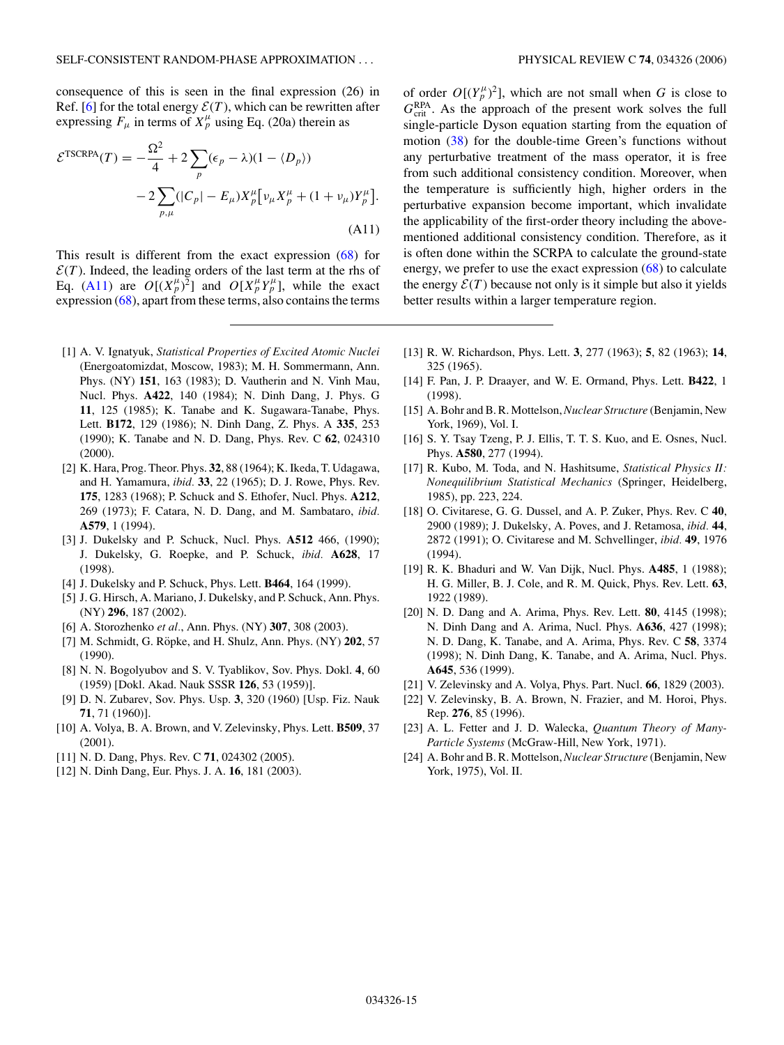consequence of this is seen in the final expression (26) in Ref. [6] for the total energy $\mathcal{E}(T)$, which can be rewritten after expressing $F_\mu$ in terms of $X_p^\mu$ using Eq. (20a) therein as

$$\mathcal{E}^{\rm TSCRPA}(T) = -\frac{\Omega^2}{4} + 2\sum_p(\epsilon_p - \lambda)(1 - \langle D_p\rangle) - 2\sum_{p,\mu}(|C_p| - E_\mu)X_p^\mu\left[\nu_\mu X_p^\mu + (1+\nu_\mu)Y_p^\mu\right]. \tag{A11}$$

This result is different from the exact expression (68) for $\mathcal{E}(T)$. Indeed, the leading orders of the last term at the rhs of Eq. (A11) are $O[(X_p^\mu)^2]$ and $O[X_p^\mu Y_p^\mu]$, while the exact expression (68), apart from these terms, also contains the terms of order $O[(Y_p^\mu)^2]$, which are not small when $G$ is close to $G_{\rm crit}^{\rm RPA}$. As the approach of the present work solves the full single-particle Dyson equation starting from the equation of motion (38) for the double-time Green's functions without any perturbative treatment of the mass operator, it is free from such additional consistency condition. Moreover, when the temperature is sufficiently high, higher orders in the perturbative expansion become important, which invalidate the applicability of the first-order theory including the above-mentioned additional consistency condition. Therefore, as it is often done within the SCRPA to calculate the ground-state energy, we prefer to use the exact expression (68) to calculate the energy $\mathcal{E}(T)$ because not only is it simple but also it yields better results within a larger temperature region.

---

[1] A. V. Ignatyuk, *Statistical Properties of Excited Atomic Nuclei* (Energoatomizdat, Moscow, 1983); M. H. Sommermann, Ann. Phys. (NY) **151**, 163 (1983); D. Vautherin and N. Vinh Mau, Nucl. Phys. **A422**, 140 (1984); N. Dinh Dang, J. Phys. G **11**, 125 (1985); K. Tanabe and K. Sugawara-Tanabe, Phys. Lett. **B172**, 129 (1986); N. Dinh Dang, Z. Phys. A **335**, 253 (1990); K. Tanabe and N. D. Dang, Phys. Rev. C **62**, 024310 (2000).

[2] K. Hara, Prog. Theor. Phys. **32**, 88 (1964); K. Ikeda, T. Udagawa, and H. Yamamura, *ibid.* **33**, 22 (1965); D. J. Rowe, Phys. Rev. **175**, 1283 (1968); P. Schuck and S. Ethofer, Nucl. Phys. **A212**, 269 (1973); F. Catara, N. D. Dang, and M. Sambataro, *ibid.* **A579**, 1 (1994).

[3] J. Dukelsky and P. Schuck, Nucl. Phys. **A512** 466, (1990); J. Dukelsky, G. Roepke, and P. Schuck, *ibid.* **A628**, 17 (1998).

[4] J. Dukelsky and P. Schuck, Phys. Lett. **B464**, 164 (1999).

[5] J. G. Hirsch, A. Mariano, J. Dukelsky, and P. Schuck, Ann. Phys. (NY) **296**, 187 (2002).

[6] A. Storozhenko *et al*., Ann. Phys. (NY) **307**, 308 (2003).

[7] M. Schmidt, G. Röpke, and H. Shulz, Ann. Phys. (NY) **202**, 57 (1990).

[8] N. N. Bogolyubov and S. V. Tyablikov, Sov. Phys. Dokl. **4**, 60 (1959) [Dokl. Akad. Nauk SSSR **126**, 53 (1959)].

[9] D. N. Zubarev, Sov. Phys. Usp. **3**, 320 (1960) [Usp. Fiz. Nauk **71**, 71 (1960)].

[10] A. Volya, B. A. Brown, and V. Zelevinsky, Phys. Lett. **B509**, 37 (2001).

[11] N. D. Dang, Phys. Rev. C **71**, 024302 (2005).

[12] N. Dinh Dang, Eur. Phys. J. A. **16**, 181 (2003).

[13] R. W. Richardson, Phys. Lett. **3**, 277 (1963); **5**, 82 (1963); **14**, 325 (1965).

[14] F. Pan, J. P. Draayer, and W. E. Ormand, Phys. Lett. **B422**, 1 (1998).

[15] A. Bohr and B. R. Mottelson, *Nuclear Structure* (Benjamin, New York, 1969), Vol. I.

[16] S. Y. Tsay Tzeng, P. J. Ellis, T. T. S. Kuo, and E. Osnes, Nucl. Phys. **A580**, 277 (1994).

[17] R. Kubo, M. Toda, and N. Hashitsume, *Statistical Physics II: Nonequilibrium Statistical Mechanics* (Springer, Heidelberg, 1985), pp. 223, 224.

[18] O. Civitarese, G. G. Dussel, and A. P. Zuker, Phys. Rev. C **40**, 2900 (1989); J. Dukelsky, A. Poves, and J. Retamosa, *ibid.* **44**, 2872 (1991); O. Civitarese and M. Schvellinger, *ibid.* **49**, 1976 (1994).

[19] R. K. Bhaduri and W. Van Dijk, Nucl. Phys. **A485**, 1 (1988); H. G. Miller, B. J. Cole, and R. M. Quick, Phys. Rev. Lett. **63**, 1922 (1989).

[20] N. D. Dang and A. Arima, Phys. Rev. Lett. **80**, 4145 (1998); N. Dinh Dang and A. Arima, Nucl. Phys. **A636**, 427 (1998); N. D. Dang, K. Tanabe, and A. Arima, Phys. Rev. C **58**, 3374 (1998); N. Dinh Dang, K. Tanabe, and A. Arima, Nucl. Phys. **A645**, 536 (1999).

[21] V. Zelevinsky and A. Volya, Phys. Part. Nucl. **66**, 1829 (2003).

[22] V. Zelevinsky, B. A. Brown, N. Frazier, and M. Horoi, Phys. Rep. **276**, 85 (1996).

[23] A. L. Fetter and J. D. Walecka, *Quantum Theory of Many-Particle Systems* (McGraw-Hill, New York, 1971).

[24] A. Bohr and B. R. Mottelson, *Nuclear Structure* (Benjamin, New York, 1975), Vol. II.